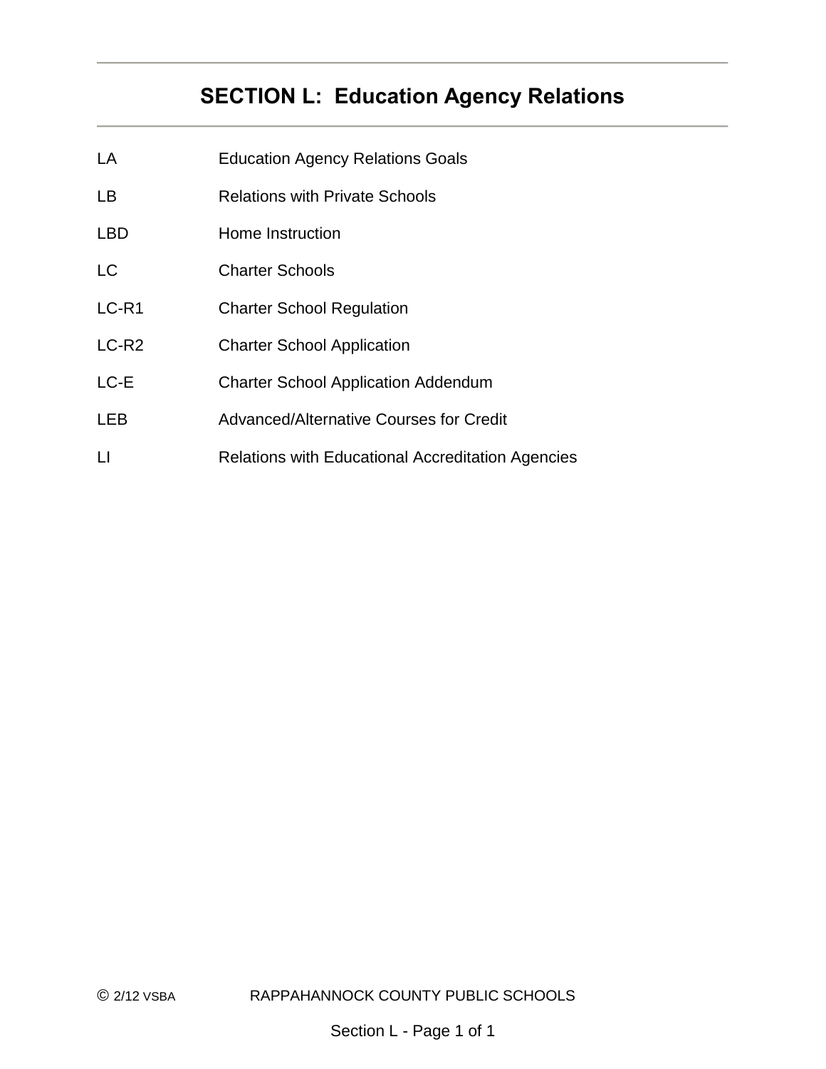# SECTION L: Education Agency Relations

| | |
|---|---|
| LA | Education Agency Relations Goals |
| LB | Relations with Private Schools |
| LBD | Home Instruction |
| LC | Charter Schools |
| LC-R1 | Charter School Regulation |
| LC-R2 | Charter School Application |
| LC-E | Charter School Application Addendum |
| LEB | Advanced/Alternative Courses for Credit |
| LI | Relations with Educational Accreditation Agencies |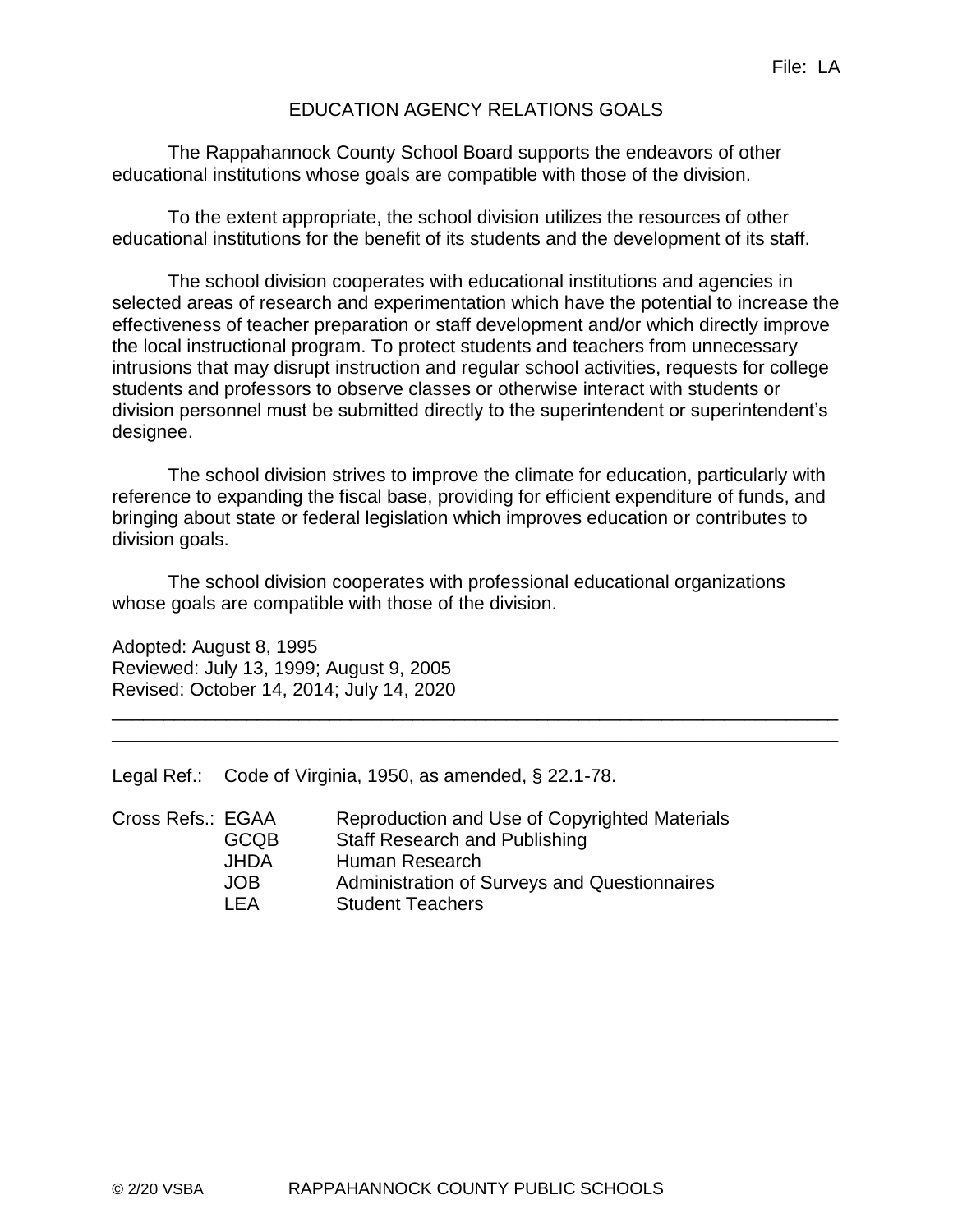File: LA

# EDUCATION AGENCY RELATIONS GOALS

The Rappahannock County School Board supports the endeavors of other educational institutions whose goals are compatible with those of the division.

To the extent appropriate, the school division utilizes the resources of other educational institutions for the benefit of its students and the development of its staff.

The school division cooperates with educational institutions and agencies in selected areas of research and experimentation which have the potential to increase the effectiveness of teacher preparation or staff development and/or which directly improve the local instructional program. To protect students and teachers from unnecessary intrusions that may disrupt instruction and regular school activities, requests for college students and professors to observe classes or otherwise interact with students or division personnel must be submitted directly to the superintendent or superintendent's designee.

The school division strives to improve the climate for education, particularly with reference to expanding the fiscal base, providing for efficient expenditure of funds, and bringing about state or federal legislation which improves education or contributes to division goals.

The school division cooperates with professional educational organizations whose goals are compatible with those of the division.

Adopted: August 8, 1995
Reviewed: July 13, 1999; August 9, 2005
Revised: October 14, 2014; July 14, 2020

---

Legal Ref.: Code of Virginia, 1950, as amended, § 22.1-78.

Cross Refs.:
- EGAA — Reproduction and Use of Copyrighted Materials
- GCQB — Staff Research and Publishing
- JHDA — Human Research
- JOB — Administration of Surveys and Questionnaires
- LEA — Student Teachers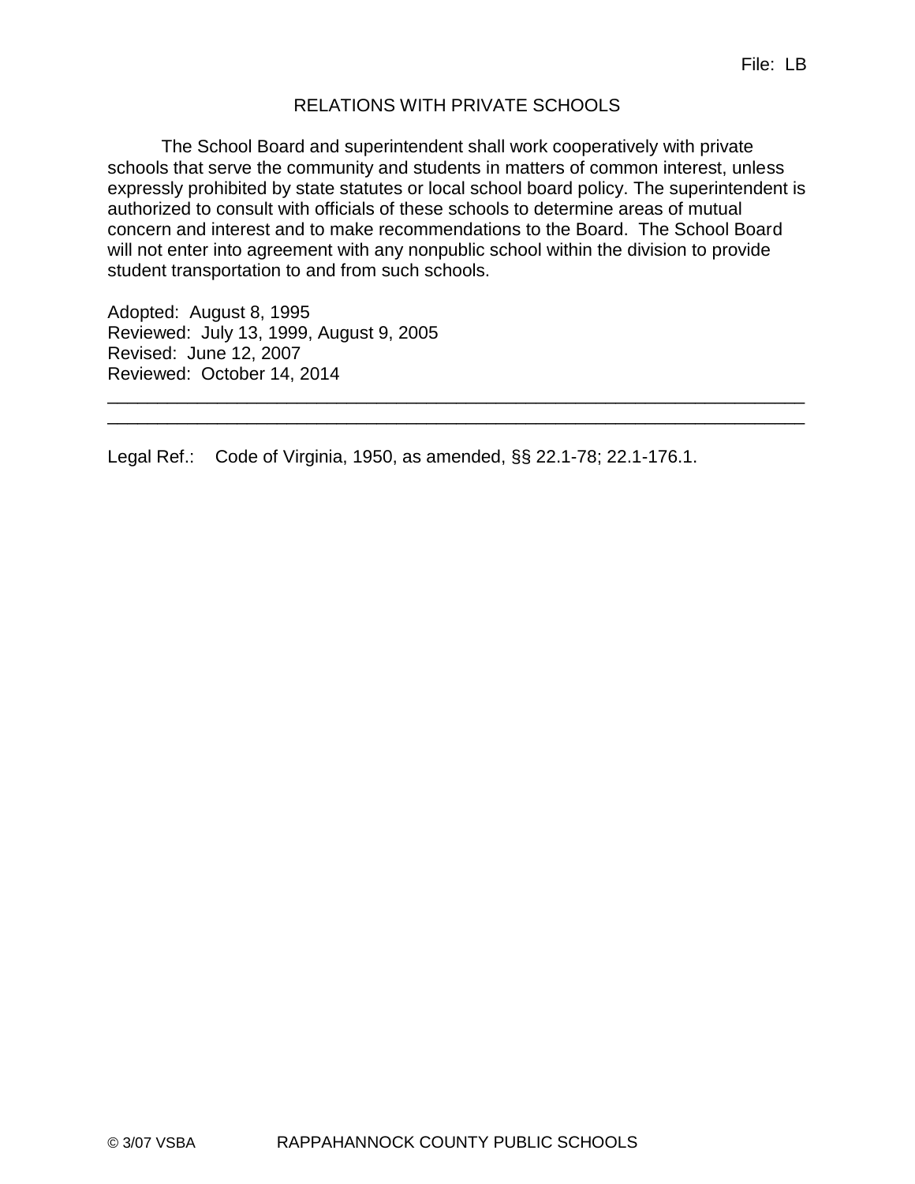File: LB

# RELATIONS WITH PRIVATE SCHOOLS

The School Board and superintendent shall work cooperatively with private schools that serve the community and students in matters of common interest, unless expressly prohibited by state statutes or local school board policy. The superintendent is authorized to consult with officials of these schools to determine areas of mutual concern and interest and to make recommendations to the Board. The School Board will not enter into agreement with any nonpublic school within the division to provide student transportation to and from such schools.

Adopted: August 8, 1995
Reviewed: July 13, 1999, August 9, 2005
Revised: June 12, 2007
Reviewed: October 14, 2014

---

Legal Ref.: Code of Virginia, 1950, as amended, §§ 22.1-78; 22.1-176.1.

© 3/07 VSBA RAPPAHANNOCK COUNTY PUBLIC SCHOOLS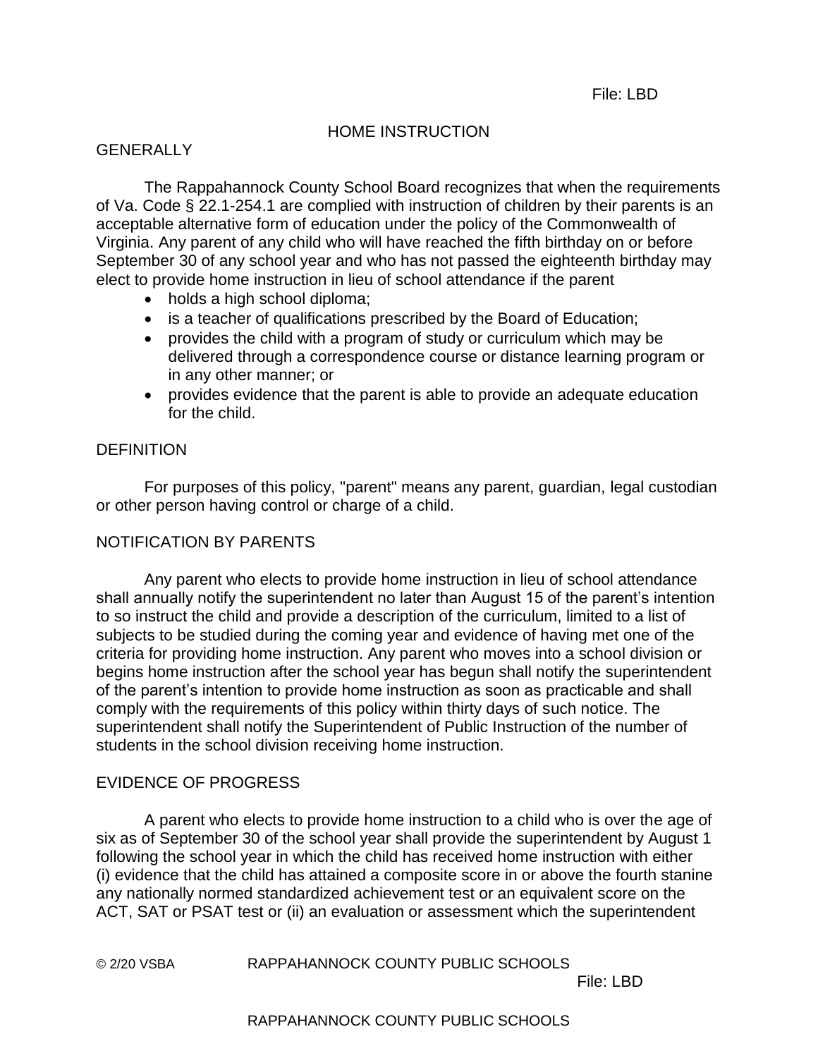# HOME INSTRUCTION

## GENERALLY

The Rappahannock County School Board recognizes that when the requirements of Va. Code § 22.1-254.1 are complied with instruction of children by their parents is an acceptable alternative form of education under the policy of the Commonwealth of Virginia. Any parent of any child who will have reached the fifth birthday on or before September 30 of any school year and who has not passed the eighteenth birthday may elect to provide home instruction in lieu of school attendance if the parent

- holds a high school diploma;
- is a teacher of qualifications prescribed by the Board of Education;
- provides the child with a program of study or curriculum which may be delivered through a correspondence course or distance learning program or in any other manner; or
- provides evidence that the parent is able to provide an adequate education for the child.

## DEFINITION

For purposes of this policy, "parent" means any parent, guardian, legal custodian or other person having control or charge of a child.

## NOTIFICATION BY PARENTS

Any parent who elects to provide home instruction in lieu of school attendance shall annually notify the superintendent no later than August 15 of the parent's intention to so instruct the child and provide a description of the curriculum, limited to a list of subjects to be studied during the coming year and evidence of having met one of the criteria for providing home instruction. Any parent who moves into a school division or begins home instruction after the school year has begun shall notify the superintendent of the parent's intention to provide home instruction as soon as practicable and shall comply with the requirements of this policy within thirty days of such notice. The superintendent shall notify the Superintendent of Public Instruction of the number of students in the school division receiving home instruction.

## EVIDENCE OF PROGRESS

A parent who elects to provide home instruction to a child who is over the age of six as of September 30 of the school year shall provide the superintendent by August 1 following the school year in which the child has received home instruction with either (i) evidence that the child has attained a composite score in or above the fourth stanine any nationally normed standardized achievement test or an equivalent score on the ACT, SAT or PSAT test or (ii) an evaluation or assessment which the superintendent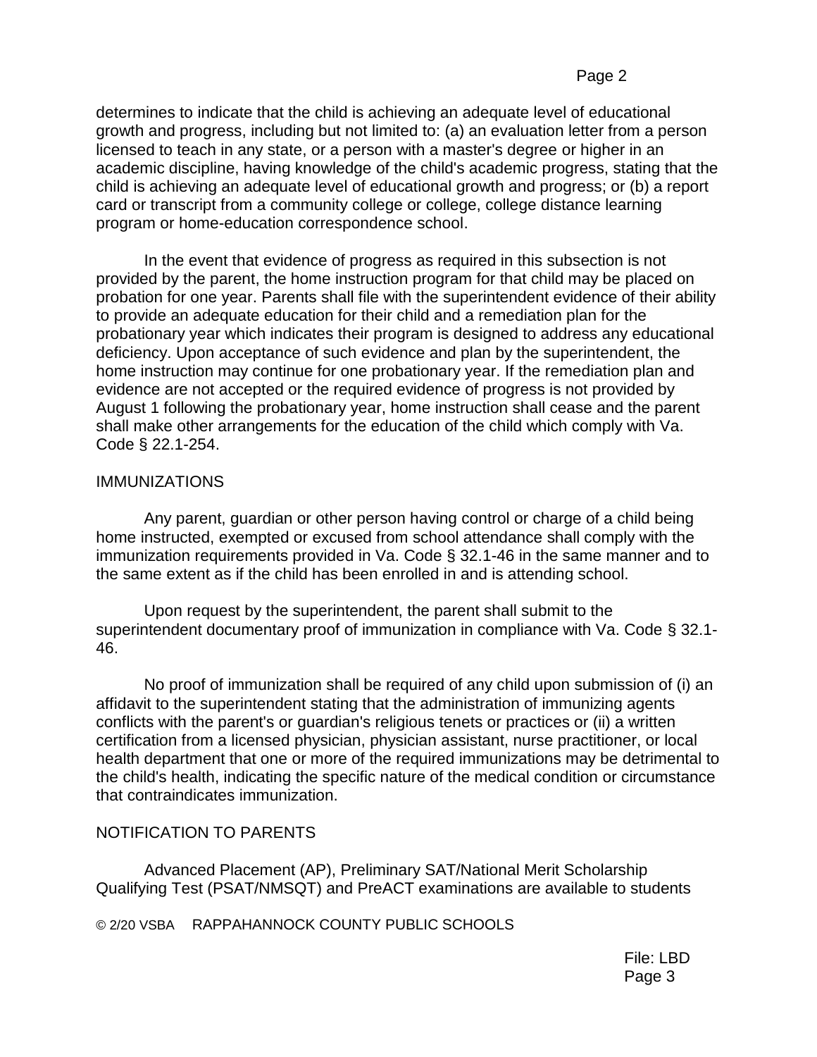determines to indicate that the child is achieving an adequate level of educational growth and progress, including but not limited to: (a) an evaluation letter from a person licensed to teach in any state, or a person with a master's degree or higher in an academic discipline, having knowledge of the child's academic progress, stating that the child is achieving an adequate level of educational growth and progress; or (b) a report card or transcript from a community college or college, college distance learning program or home-education correspondence school.

In the event that evidence of progress as required in this subsection is not provided by the parent, the home instruction program for that child may be placed on probation for one year. Parents shall file with the superintendent evidence of their ability to provide an adequate education for their child and a remediation plan for the probationary year which indicates their program is designed to address any educational deficiency. Upon acceptance of such evidence and plan by the superintendent, the home instruction may continue for one probationary year. If the remediation plan and evidence are not accepted or the required evidence of progress is not provided by August 1 following the probationary year, home instruction shall cease and the parent shall make other arrangements for the education of the child which comply with Va. Code § 22.1-254.

IMMUNIZATIONS

Any parent, guardian or other person having control or charge of a child being home instructed, exempted or excused from school attendance shall comply with the immunization requirements provided in Va. Code § 32.1-46 in the same manner and to the same extent as if the child has been enrolled in and is attending school.

Upon request by the superintendent, the parent shall submit to the superintendent documentary proof of immunization in compliance with Va. Code § 32.1-46.

No proof of immunization shall be required of any child upon submission of (i) an affidavit to the superintendent stating that the administration of immunizing agents conflicts with the parent's or guardian's religious tenets or practices or (ii) a written certification from a licensed physician, physician assistant, nurse practitioner, or local health department that one or more of the required immunizations may be detrimental to the child's health, indicating the specific nature of the medical condition or circumstance that contraindicates immunization.

NOTIFICATION TO PARENTS

Advanced Placement (AP), Preliminary SAT/National Merit Scholarship Qualifying Test (PSAT/NMSQT) and PreACT examinations are available to students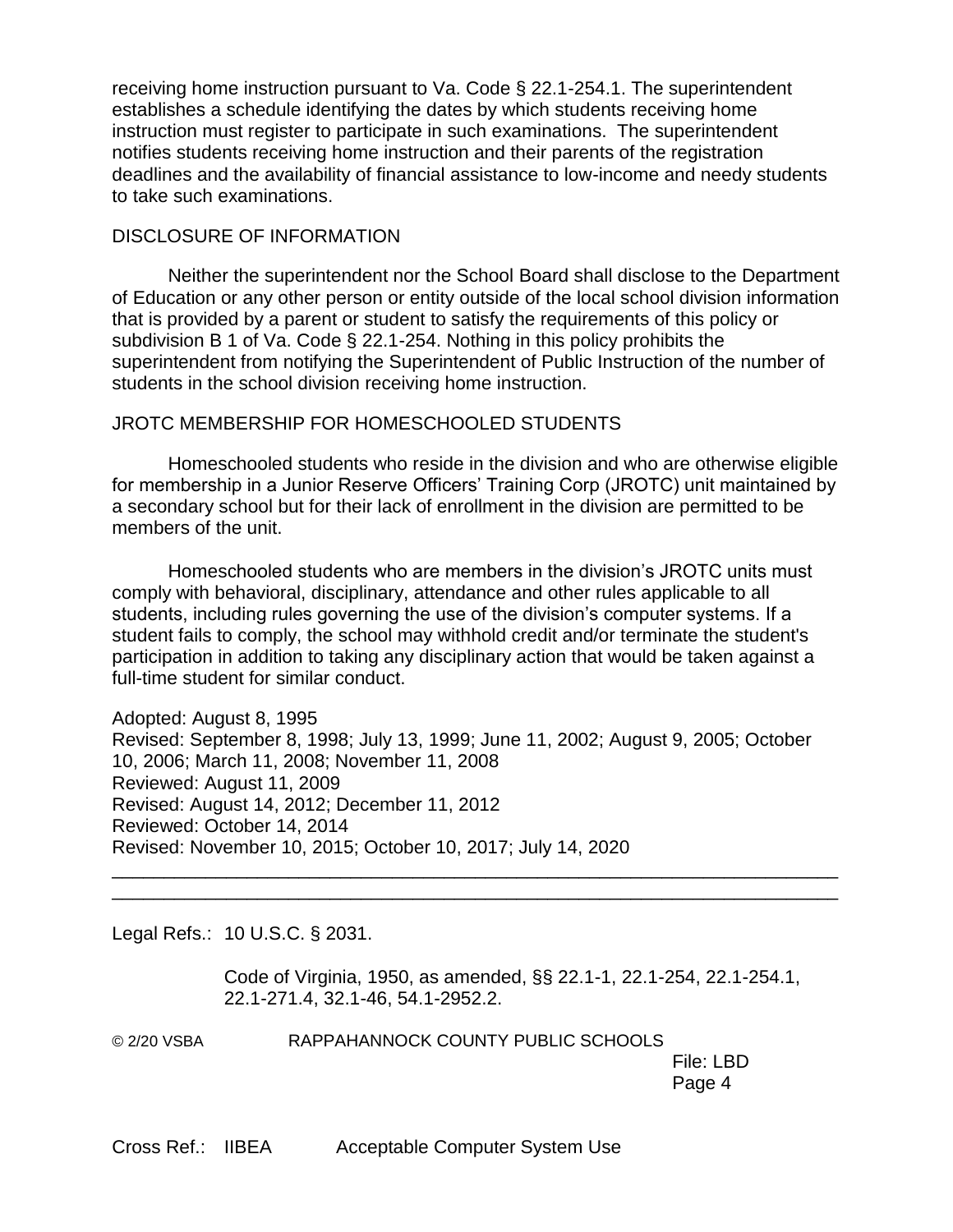receiving home instruction pursuant to Va. Code § 22.1-254.1. The superintendent establishes a schedule identifying the dates by which students receiving home instruction must register to participate in such examinations. The superintendent notifies students receiving home instruction and their parents of the registration deadlines and the availability of financial assistance to low-income and needy students to take such examinations.

DISCLOSURE OF INFORMATION

Neither the superintendent nor the School Board shall disclose to the Department of Education or any other person or entity outside of the local school division information that is provided by a parent or student to satisfy the requirements of this policy or subdivision B 1 of Va. Code § 22.1-254. Nothing in this policy prohibits the superintendent from notifying the Superintendent of Public Instruction of the number of students in the school division receiving home instruction.

JROTC MEMBERSHIP FOR HOMESCHOOLED STUDENTS

Homeschooled students who reside in the division and who are otherwise eligible for membership in a Junior Reserve Officers' Training Corp (JROTC) unit maintained by a secondary school but for their lack of enrollment in the division are permitted to be members of the unit.

Homeschooled students who are members in the division's JROTC units must comply with behavioral, disciplinary, attendance and other rules applicable to all students, including rules governing the use of the division's computer systems. If a student fails to comply, the school may withhold credit and/or terminate the student's participation in addition to taking any disciplinary action that would be taken against a full-time student for similar conduct.

Adopted: August 8, 1995
Revised: September 8, 1998; July 13, 1999; June 11, 2002; August 9, 2005; October 10, 2006; March 11, 2008; November 11, 2008
Reviewed: August 11, 2009
Revised: August 14, 2012; December 11, 2012
Reviewed: October 14, 2014
Revised: November 10, 2015; October 10, 2017; July 14, 2020

---

Legal Refs.: 10 U.S.C. § 2031.

Code of Virginia, 1950, as amended, §§ 22.1-1, 22.1-254, 22.1-254.1, 22.1-271.4, 32.1-46, 54.1-2952.2.

Cross Ref.: IIBEA Acceptable Computer System Use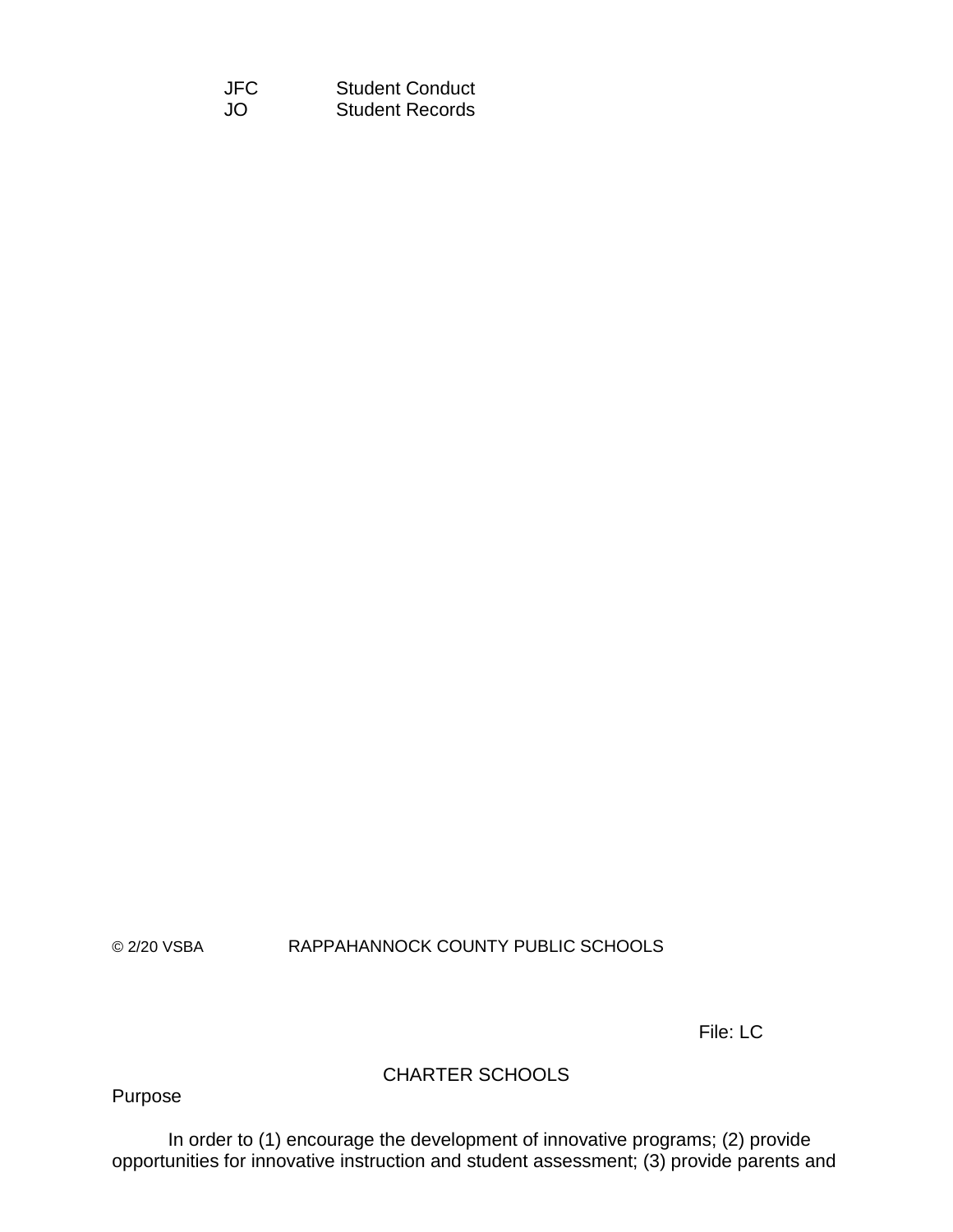JFC Student Conduct
JO Student Records

File: LC

## CHARTER SCHOOLS

Purpose

In order to (1) encourage the development of innovative programs; (2) provide opportunities for innovative instruction and student assessment; (3) provide parents and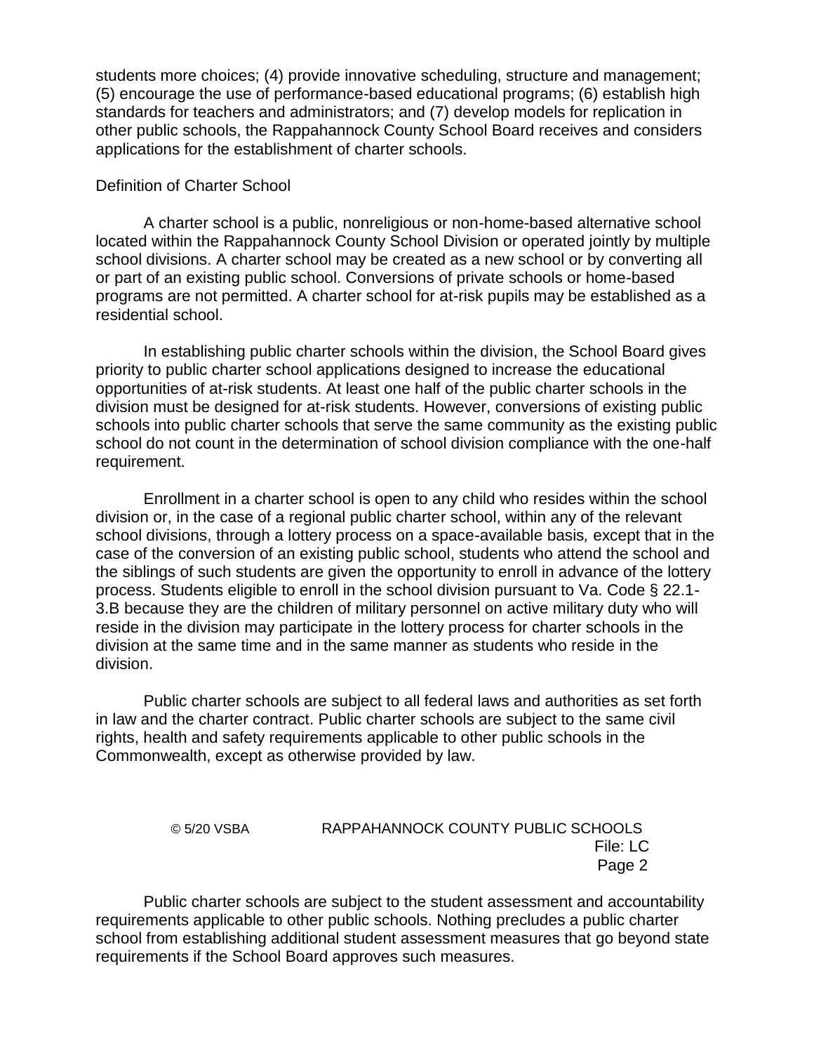students more choices; (4) provide innovative scheduling, structure and management; (5) encourage the use of performance-based educational programs; (6) establish high standards for teachers and administrators; and (7) develop models for replication in other public schools, the Rappahannock County School Board receives and considers applications for the establishment of charter schools.

Definition of Charter School

A charter school is a public, nonreligious or non-home-based alternative school located within the Rappahannock County School Division or operated jointly by multiple school divisions. A charter school may be created as a new school or by converting all or part of an existing public school. Conversions of private schools or home-based programs are not permitted. A charter school for at-risk pupils may be established as a residential school.

In establishing public charter schools within the division, the School Board gives priority to public charter school applications designed to increase the educational opportunities of at-risk students. At least one half of the public charter schools in the division must be designed for at-risk students. However, conversions of existing public schools into public charter schools that serve the same community as the existing public school do not count in the determination of school division compliance with the one-half requirement.

Enrollment in a charter school is open to any child who resides within the school division or, in the case of a regional public charter school, within any of the relevant school divisions, through a lottery process on a space-available basis*,* except that in the case of the conversion of an existing public school, students who attend the school and the siblings of such students are given the opportunity to enroll in advance of the lottery process. Students eligible to enroll in the school division pursuant to Va. Code § 22.1-3.B because they are the children of military personnel on active military duty who will reside in the division may participate in the lottery process for charter schools in the division at the same time and in the same manner as students who reside in the division.

Public charter schools are subject to all federal laws and authorities as set forth in law and the charter contract. Public charter schools are subject to the same civil rights, health and safety requirements applicable to other public schools in the Commonwealth, except as otherwise provided by law.

Public charter schools are subject to the student assessment and accountability requirements applicable to other public schools. Nothing precludes a public charter school from establishing additional student assessment measures that go beyond state requirements if the School Board approves such measures.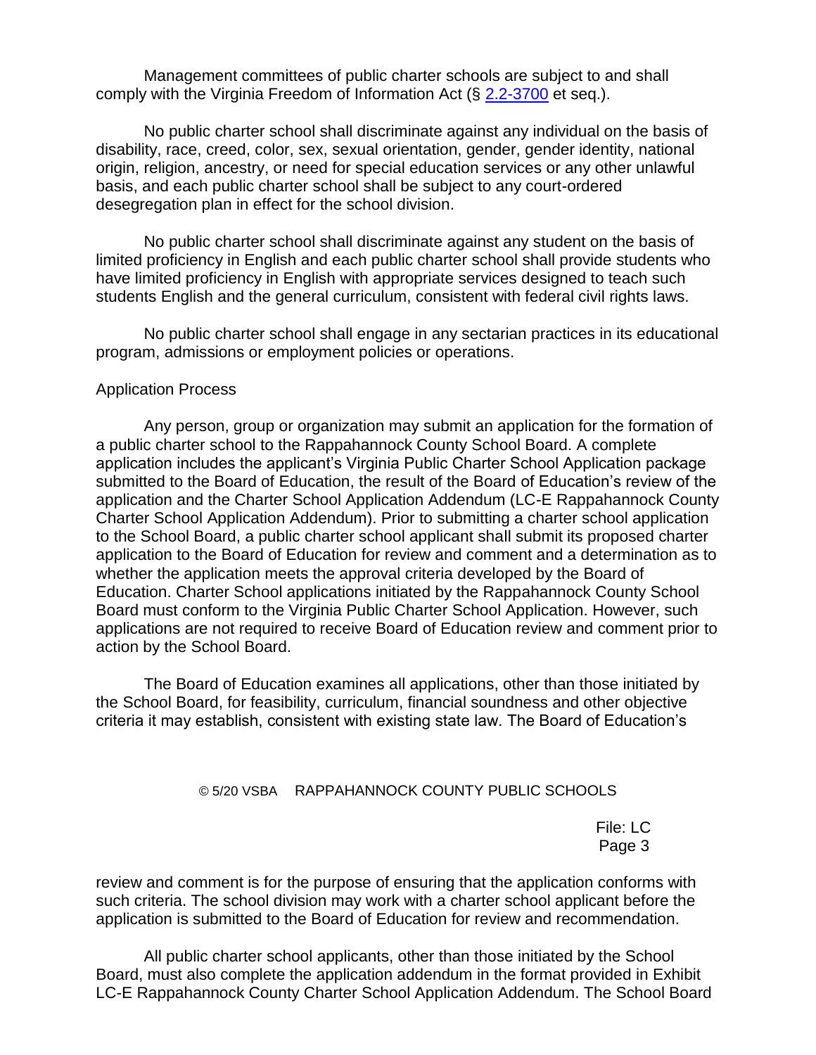Management committees of public charter schools are subject to and shall comply with the Virginia Freedom of Information Act (§ 2.2-3700 et seq.).

No public charter school shall discriminate against any individual on the basis of disability, race, creed, color, sex, sexual orientation, gender, gender identity, national origin, religion, ancestry, or need for special education services or any other unlawful basis, and each public charter school shall be subject to any court-ordered desegregation plan in effect for the school division.

No public charter school shall discriminate against any student on the basis of limited proficiency in English and each public charter school shall provide students who have limited proficiency in English with appropriate services designed to teach such students English and the general curriculum, consistent with federal civil rights laws.

No public charter school shall engage in any sectarian practices in its educational program, admissions or employment policies or operations.

Application Process

Any person, group or organization may submit an application for the formation of a public charter school to the Rappahannock County School Board. A complete application includes the applicant's Virginia Public Charter School Application package submitted to the Board of Education, the result of the Board of Education's review of the application and the Charter School Application Addendum (LC-E Rappahannock County Charter School Application Addendum). Prior to submitting a charter school application to the School Board, a public charter school applicant shall submit its proposed charter application to the Board of Education for review and comment and a determination as to whether the application meets the approval criteria developed by the Board of Education. Charter School applications initiated by the Rappahannock County School Board must conform to the Virginia Public Charter School Application. However, such applications are not required to receive Board of Education review and comment prior to action by the School Board.

The Board of Education examines all applications, other than those initiated by the School Board, for feasibility, curriculum, financial soundness and other objective criteria it may establish, consistent with existing state law. The Board of Education's review and comment is for the purpose of ensuring that the application conforms with such criteria. The school division may work with a charter school applicant before the application is submitted to the Board of Education for review and recommendation.

All public charter school applicants, other than those initiated by the School Board, must also complete the application addendum in the format provided in Exhibit LC-E Rappahannock County Charter School Application Addendum. The School Board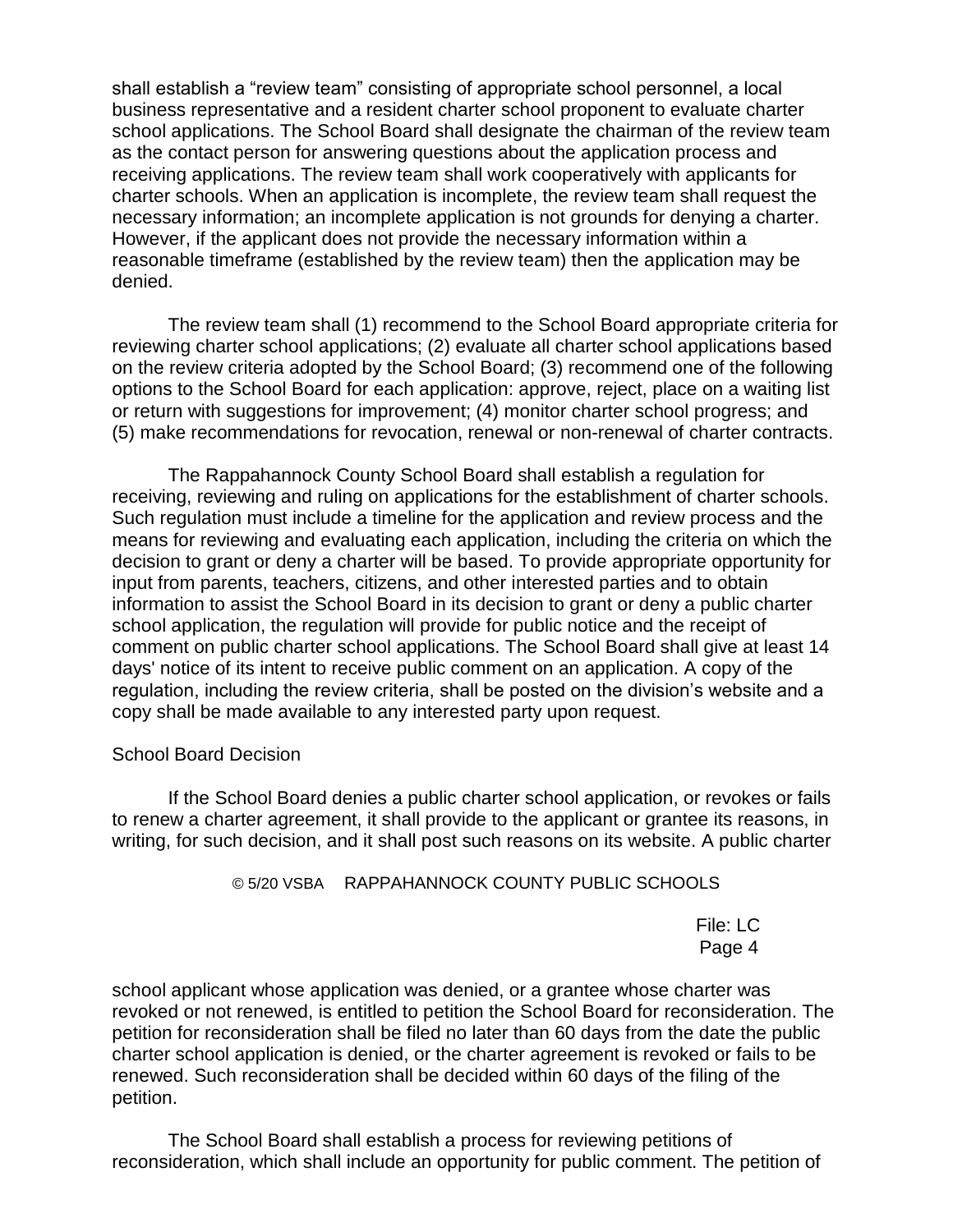shall establish a "review team" consisting of appropriate school personnel, a local business representative and a resident charter school proponent to evaluate charter school applications. The School Board shall designate the chairman of the review team as the contact person for answering questions about the application process and receiving applications. The review team shall work cooperatively with applicants for charter schools. When an application is incomplete, the review team shall request the necessary information; an incomplete application is not grounds for denying a charter. However, if the applicant does not provide the necessary information within a reasonable timeframe (established by the review team) then the application may be denied.

The review team shall (1) recommend to the School Board appropriate criteria for reviewing charter school applications; (2) evaluate all charter school applications based on the review criteria adopted by the School Board; (3) recommend one of the following options to the School Board for each application: approve, reject, place on a waiting list or return with suggestions for improvement; (4) monitor charter school progress; and (5) make recommendations for revocation, renewal or non-renewal of charter contracts.

The Rappahannock County School Board shall establish a regulation for receiving, reviewing and ruling on applications for the establishment of charter schools. Such regulation must include a timeline for the application and review process and the means for reviewing and evaluating each application, including the criteria on which the decision to grant or deny a charter will be based. To provide appropriate opportunity for input from parents, teachers, citizens, and other interested parties and to obtain information to assist the School Board in its decision to grant or deny a public charter school application, the regulation will provide for public notice and the receipt of comment on public charter school applications. The School Board shall give at least 14 days' notice of its intent to receive public comment on an application. A copy of the regulation, including the review criteria, shall be posted on the division's website and a copy shall be made available to any interested party upon request.

School Board Decision

If the School Board denies a public charter school application, or revokes or fails to renew a charter agreement, it shall provide to the applicant or grantee its reasons, in writing, for such decision, and it shall post such reasons on its website. A public charter school applicant whose application was denied, or a grantee whose charter was revoked or not renewed, is entitled to petition the School Board for reconsideration. The petition for reconsideration shall be filed no later than 60 days from the date the public charter school application is denied, or the charter agreement is revoked or fails to be renewed. Such reconsideration shall be decided within 60 days of the filing of the petition.

The School Board shall establish a process for reviewing petitions of reconsideration, which shall include an opportunity for public comment. The petition of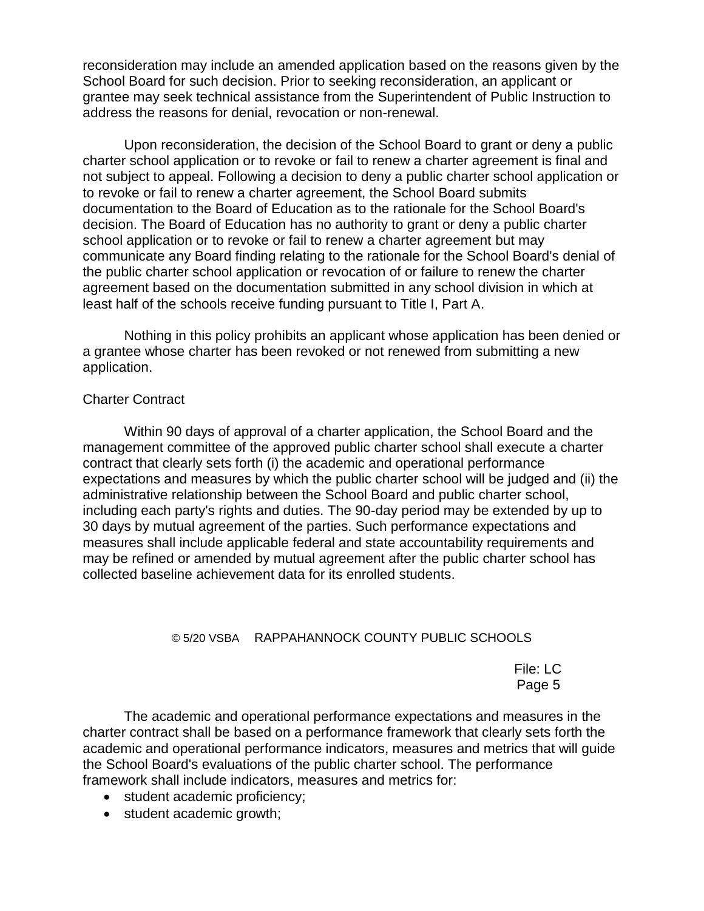reconsideration may include an amended application based on the reasons given by the School Board for such decision. Prior to seeking reconsideration, an applicant or grantee may seek technical assistance from the Superintendent of Public Instruction to address the reasons for denial, revocation or non-renewal.

Upon reconsideration, the decision of the School Board to grant or deny a public charter school application or to revoke or fail to renew a charter agreement is final and not subject to appeal. Following a decision to deny a public charter school application or to revoke or fail to renew a charter agreement, the School Board submits documentation to the Board of Education as to the rationale for the School Board's decision. The Board of Education has no authority to grant or deny a public charter school application or to revoke or fail to renew a charter agreement but may communicate any Board finding relating to the rationale for the School Board's denial of the public charter school application or revocation of or failure to renew the charter agreement based on the documentation submitted in any school division in which at least half of the schools receive funding pursuant to Title I, Part A.

Nothing in this policy prohibits an applicant whose application has been denied or a grantee whose charter has been revoked or not renewed from submitting a new application.

Charter Contract

Within 90 days of approval of a charter application, the School Board and the management committee of the approved public charter school shall execute a charter contract that clearly sets forth (i) the academic and operational performance expectations and measures by which the public charter school will be judged and (ii) the administrative relationship between the School Board and public charter school, including each party's rights and duties. The 90-day period may be extended by up to 30 days by mutual agreement of the parties. Such performance expectations and measures shall include applicable federal and state accountability requirements and may be refined or amended by mutual agreement after the public charter school has collected baseline achievement data for its enrolled students.

The academic and operational performance expectations and measures in the charter contract shall be based on a performance framework that clearly sets forth the academic and operational performance indicators, measures and metrics that will guide the School Board's evaluations of the public charter school. The performance framework shall include indicators, measures and metrics for:

- student academic proficiency;
- student academic growth;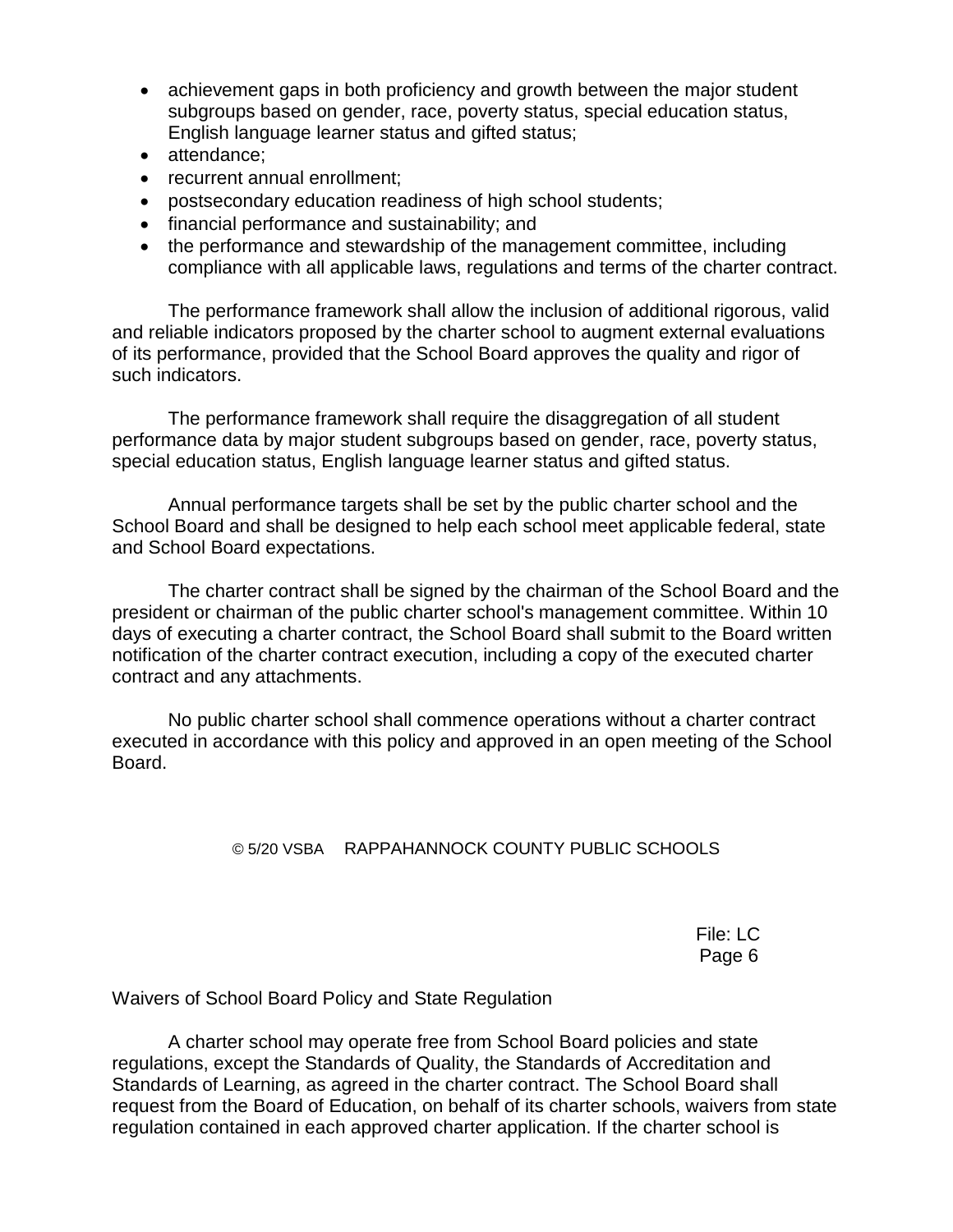- achievement gaps in both proficiency and growth between the major student subgroups based on gender, race, poverty status, special education status, English language learner status and gifted status;
- attendance;
- recurrent annual enrollment;
- postsecondary education readiness of high school students;
- financial performance and sustainability; and
- the performance and stewardship of the management committee, including compliance with all applicable laws, regulations and terms of the charter contract.

The performance framework shall allow the inclusion of additional rigorous, valid and reliable indicators proposed by the charter school to augment external evaluations of its performance, provided that the School Board approves the quality and rigor of such indicators.

The performance framework shall require the disaggregation of all student performance data by major student subgroups based on gender, race, poverty status, special education status, English language learner status and gifted status.

Annual performance targets shall be set by the public charter school and the School Board and shall be designed to help each school meet applicable federal, state and School Board expectations.

The charter contract shall be signed by the chairman of the School Board and the president or chairman of the public charter school's management committee. Within 10 days of executing a charter contract, the School Board shall submit to the Board written notification of the charter contract execution, including a copy of the executed charter contract and any attachments.

No public charter school shall commence operations without a charter contract executed in accordance with this policy and approved in an open meeting of the School Board.

Waivers of School Board Policy and State Regulation

A charter school may operate free from School Board policies and state regulations, except the Standards of Quality, the Standards of Accreditation and Standards of Learning, as agreed in the charter contract. The School Board shall request from the Board of Education, on behalf of its charter schools, waivers from state regulation contained in each approved charter application. If the charter school is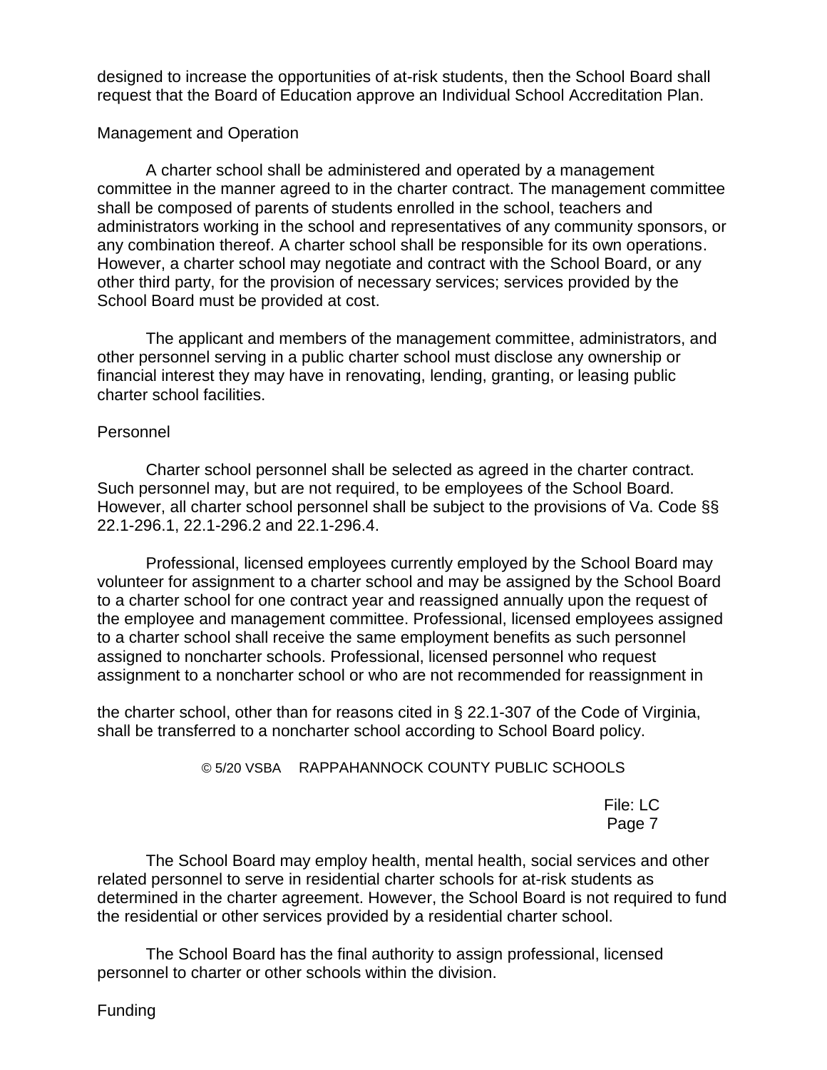designed to increase the opportunities of at-risk students, then the School Board shall request that the Board of Education approve an Individual School Accreditation Plan.

Management and Operation

A charter school shall be administered and operated by a management committee in the manner agreed to in the charter contract. The management committee shall be composed of parents of students enrolled in the school, teachers and administrators working in the school and representatives of any community sponsors, or any combination thereof. A charter school shall be responsible for its own operations. However, a charter school may negotiate and contract with the School Board, or any other third party, for the provision of necessary services; services provided by the School Board must be provided at cost.

The applicant and members of the management committee, administrators, and other personnel serving in a public charter school must disclose any ownership or financial interest they may have in renovating, lending, granting, or leasing public charter school facilities.

Personnel

Charter school personnel shall be selected as agreed in the charter contract. Such personnel may, but are not required, to be employees of the School Board. However, all charter school personnel shall be subject to the provisions of Va. Code §§ 22.1-296.1, 22.1-296.2 and 22.1-296.4.

Professional, licensed employees currently employed by the School Board may volunteer for assignment to a charter school and may be assigned by the School Board to a charter school for one contract year and reassigned annually upon the request of the employee and management committee. Professional, licensed employees assigned to a charter school shall receive the same employment benefits as such personnel assigned to noncharter schools. Professional, licensed personnel who request assignment to a noncharter school or who are not recommended for reassignment in the charter school, other than for reasons cited in § 22.1-307 of the Code of Virginia, shall be transferred to a noncharter school according to School Board policy.

The School Board may employ health, mental health, social services and other related personnel to serve in residential charter schools for at-risk students as determined in the charter agreement. However, the School Board is not required to fund the residential or other services provided by a residential charter school.

The School Board has the final authority to assign professional, licensed personnel to charter or other schools within the division.

Funding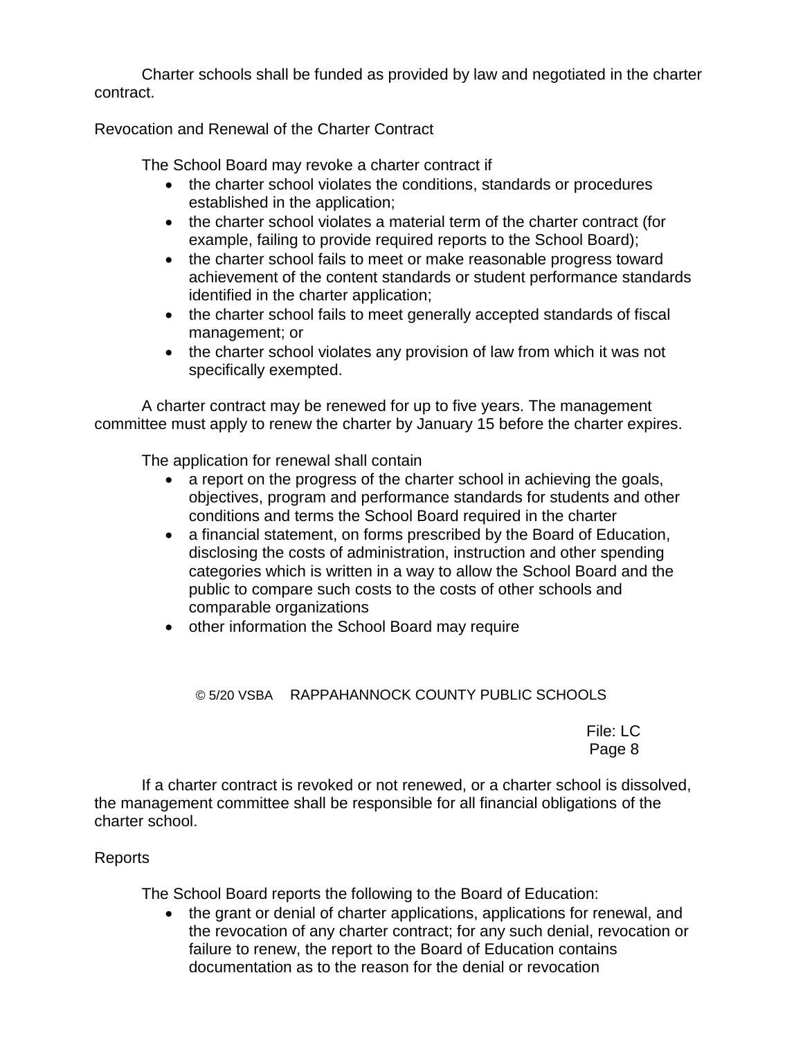Charter schools shall be funded as provided by law and negotiated in the charter contract.

Revocation and Renewal of the Charter Contract

The School Board may revoke a charter contract if

- the charter school violates the conditions, standards or procedures established in the application;
- the charter school violates a material term of the charter contract (for example, failing to provide required reports to the School Board);
- the charter school fails to meet or make reasonable progress toward achievement of the content standards or student performance standards identified in the charter application;
- the charter school fails to meet generally accepted standards of fiscal management; or
- the charter school violates any provision of law from which it was not specifically exempted.

A charter contract may be renewed for up to five years. The management committee must apply to renew the charter by January 15 before the charter expires.

The application for renewal shall contain

- a report on the progress of the charter school in achieving the goals, objectives, program and performance standards for students and other conditions and terms the School Board required in the charter
- a financial statement, on forms prescribed by the Board of Education, disclosing the costs of administration, instruction and other spending categories which is written in a way to allow the School Board and the public to compare such costs to the costs of other schools and comparable organizations
- other information the School Board may require

If a charter contract is revoked or not renewed, or a charter school is dissolved, the management committee shall be responsible for all financial obligations of the charter school.

Reports

The School Board reports the following to the Board of Education:

- the grant or denial of charter applications, applications for renewal, and the revocation of any charter contract; for any such denial, revocation or failure to renew, the report to the Board of Education contains documentation as to the reason for the denial or revocation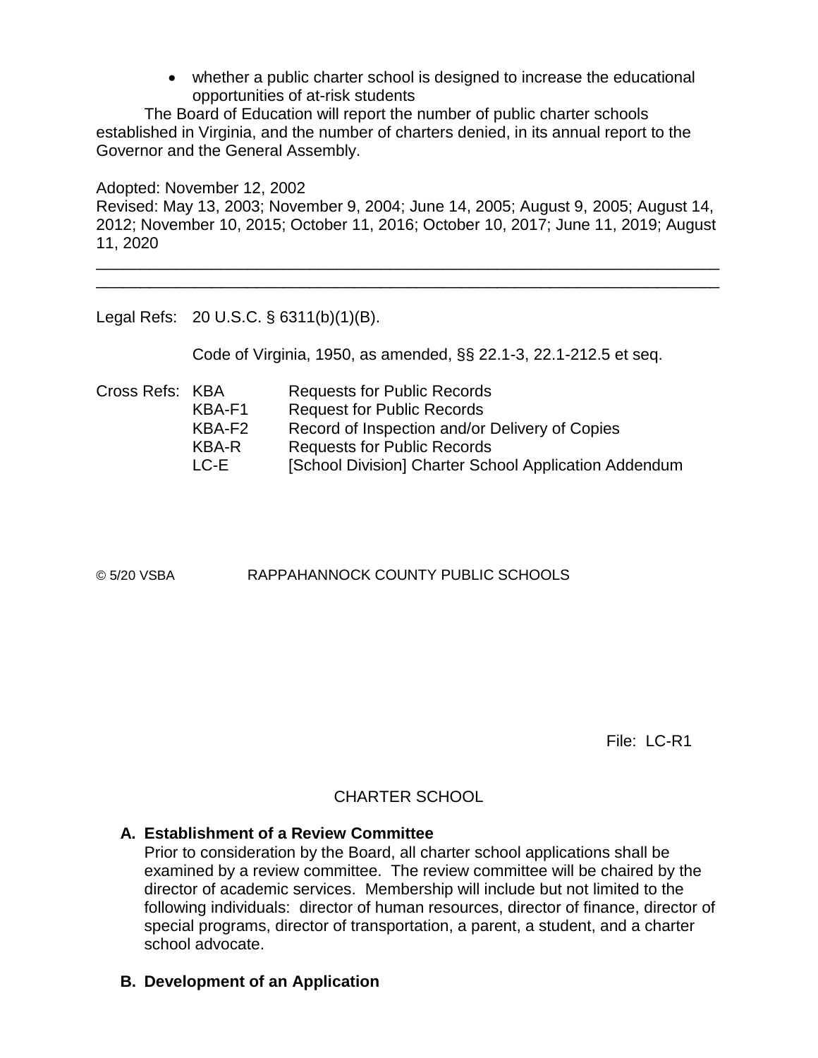- whether a public charter school is designed to increase the educational opportunities of at-risk students

The Board of Education will report the number of public charter schools established in Virginia, and the number of charters denied, in its annual report to the Governor and the General Assembly.

Adopted: November 12, 2002
Revised: May 13, 2003; November 9, 2004; June 14, 2005; August 9, 2005; August 14, 2012; November 10, 2015; October 11, 2016; October 10, 2017; June 11, 2019; August 11, 2020

---

Legal Refs: 20 U.S.C. § 6311(b)(1)(B).

Code of Virginia, 1950, as amended, §§ 22.1-3, 22.1-212.5 et seq.

Cross Refs:

| | |
|---|---|
| KBA | Requests for Public Records |
| KBA-F1 | Request for Public Records |
| KBA-F2 | Record of Inspection and/or Delivery of Copies |
| KBA-R | Requests for Public Records |
| LC-E | [School Division] Charter School Application Addendum |

© 5/20 VSBA RAPPAHANNOCK COUNTY PUBLIC SCHOOLS

File: LC-R1

# CHARTER SCHOOL

**A. Establishment of a Review Committee**

Prior to consideration by the Board, all charter school applications shall be examined by a review committee. The review committee will be chaired by the director of academic services. Membership will include but not limited to the following individuals: director of human resources, director of finance, director of special programs, director of transportation, a parent, a student, and a charter school advocate.

**B. Development of an Application**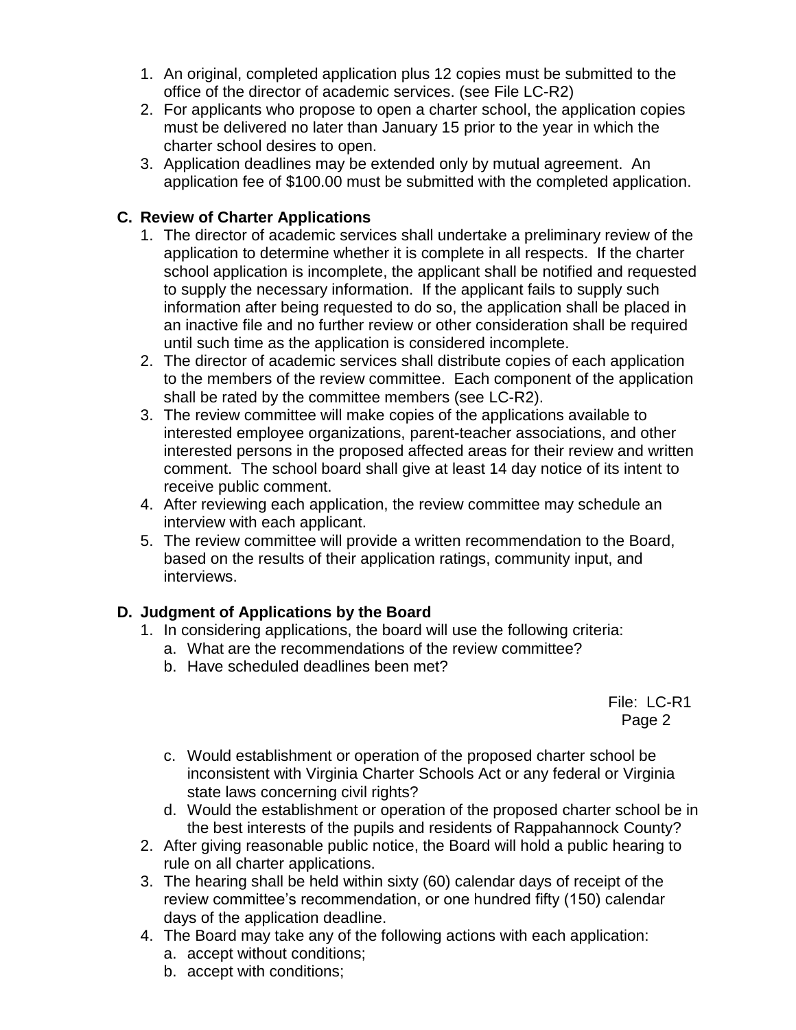1. An original, completed application plus 12 copies must be submitted to the office of the director of academic services. (see File LC-R2)
2. For applicants who propose to open a charter school, the application copies must be delivered no later than January 15 prior to the year in which the charter school desires to open.
3. Application deadlines may be extended only by mutual agreement. An application fee of $100.00 must be submitted with the completed application.

**C. Review of Charter Applications**

1. The director of academic services shall undertake a preliminary review of the application to determine whether it is complete in all respects. If the charter school application is incomplete, the applicant shall be notified and requested to supply the necessary information. If the applicant fails to supply such information after being requested to do so, the application shall be placed in an inactive file and no further review or other consideration shall be required until such time as the application is considered incomplete.
2. The director of academic services shall distribute copies of each application to the members of the review committee. Each component of the application shall be rated by the committee members (see LC-R2).
3. The review committee will make copies of the applications available to interested employee organizations, parent-teacher associations, and other interested persons in the proposed affected areas for their review and written comment. The school board shall give at least 14 day notice of its intent to receive public comment.
4. After reviewing each application, the review committee may schedule an interview with each applicant.
5. The review committee will provide a written recommendation to the Board, based on the results of their application ratings, community input, and interviews.

**D. Judgment of Applications by the Board**

1. In considering applications, the board will use the following criteria:
   a. What are the recommendations of the review committee?
   b. Have scheduled deadlines been met?
   c. Would establishment or operation of the proposed charter school be inconsistent with Virginia Charter Schools Act or any federal or Virginia state laws concerning civil rights?
   d. Would the establishment or operation of the proposed charter school be in the best interests of the pupils and residents of Rappahannock County?
2. After giving reasonable public notice, the Board will hold a public hearing to rule on all charter applications.
3. The hearing shall be held within sixty (60) calendar days of receipt of the review committee's recommendation, or one hundred fifty (150) calendar days of the application deadline.
4. The Board may take any of the following actions with each application:
   a. accept without conditions;
   b. accept with conditions;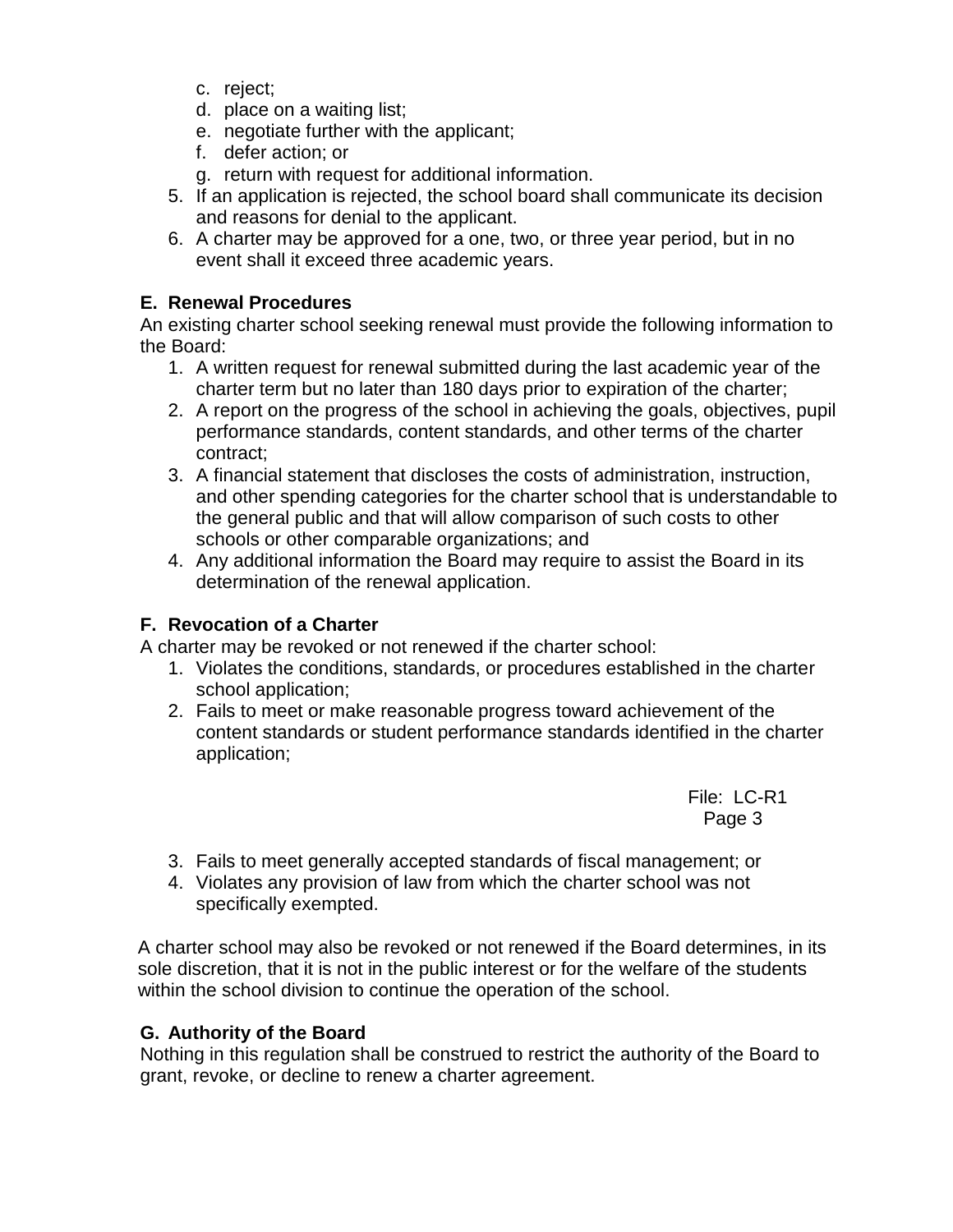c. reject;
d. place on a waiting list;
e. negotiate further with the applicant;
f. defer action; or
g. return with request for additional information.

5. If an application is rejected, the school board shall communicate its decision and reasons for denial to the applicant.
6. A charter may be approved for a one, two, or three year period, but in no event shall it exceed three academic years.

**E. Renewal Procedures**

An existing charter school seeking renewal must provide the following information to the Board:

1. A written request for renewal submitted during the last academic year of the charter term but no later than 180 days prior to expiration of the charter;
2. A report on the progress of the school in achieving the goals, objectives, pupil performance standards, content standards, and other terms of the charter contract;
3. A financial statement that discloses the costs of administration, instruction, and other spending categories for the charter school that is understandable to the general public and that will allow comparison of such costs to other schools or other comparable organizations; and
4. Any additional information the Board may require to assist the Board in its determination of the renewal application.

**F. Revocation of a Charter**

A charter may be revoked or not renewed if the charter school:

1. Violates the conditions, standards, or procedures established in the charter school application;
2. Fails to meet or make reasonable progress toward achievement of the content standards or student performance standards identified in the charter application;
3. Fails to meet generally accepted standards of fiscal management; or
4. Violates any provision of law from which the charter school was not specifically exempted.

A charter school may also be revoked or not renewed if the Board determines, in its sole discretion, that it is not in the public interest or for the welfare of the students within the school division to continue the operation of the school.

**G. Authority of the Board**

Nothing in this regulation shall be construed to restrict the authority of the Board to grant, revoke, or decline to renew a charter agreement.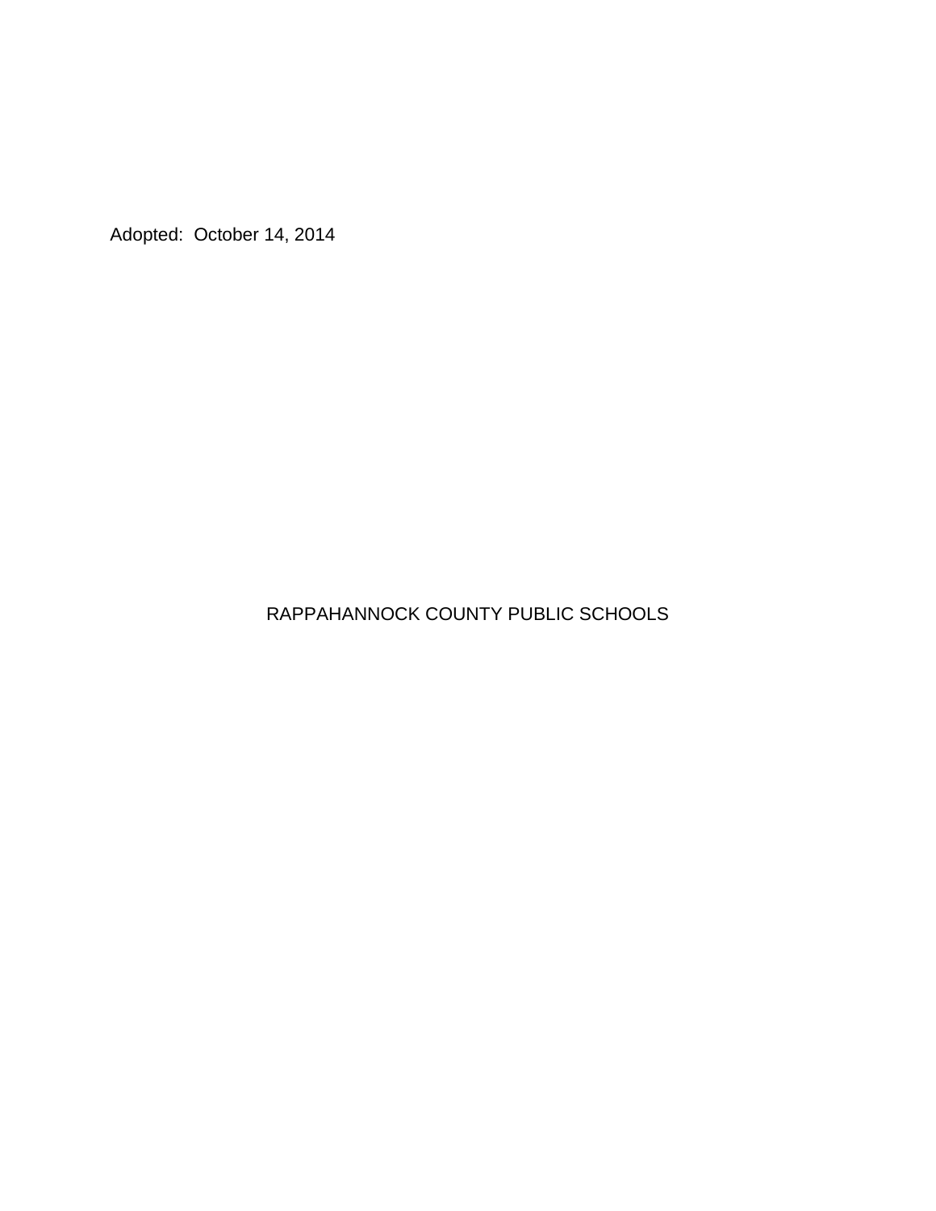Adopted: October 14, 2014

RAPPAHANNOCK COUNTY PUBLIC SCHOOLS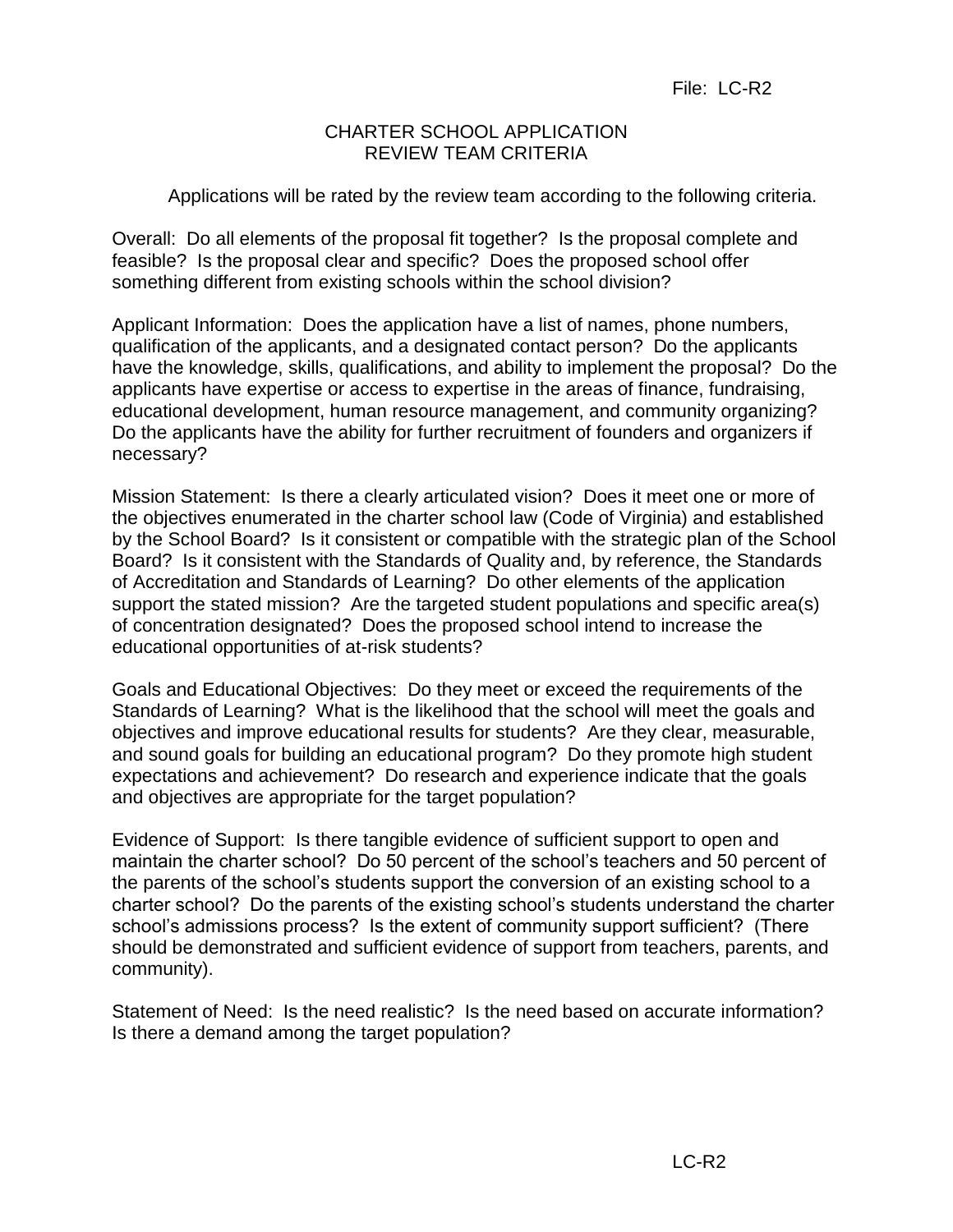File: LC-R2

# CHARTER SCHOOL APPLICATION
## REVIEW TEAM CRITERIA

Applications will be rated by the review team according to the following criteria.

Overall: Do all elements of the proposal fit together? Is the proposal complete and feasible? Is the proposal clear and specific? Does the proposed school offer something different from existing schools within the school division?

Applicant Information: Does the application have a list of names, phone numbers, qualification of the applicants, and a designated contact person? Do the applicants have the knowledge, skills, qualifications, and ability to implement the proposal? Do the applicants have expertise or access to expertise in the areas of finance, fundraising, educational development, human resource management, and community organizing? Do the applicants have the ability for further recruitment of founders and organizers if necessary?

Mission Statement: Is there a clearly articulated vision? Does it meet one or more of the objectives enumerated in the charter school law (Code of Virginia) and established by the School Board? Is it consistent or compatible with the strategic plan of the School Board? Is it consistent with the Standards of Quality and, by reference, the Standards of Accreditation and Standards of Learning? Do other elements of the application support the stated mission? Are the targeted student populations and specific area(s) of concentration designated? Does the proposed school intend to increase the educational opportunities of at-risk students?

Goals and Educational Objectives: Do they meet or exceed the requirements of the Standards of Learning? What is the likelihood that the school will meet the goals and objectives and improve educational results for students? Are they clear, measurable, and sound goals for building an educational program? Do they promote high student expectations and achievement? Do research and experience indicate that the goals and objectives are appropriate for the target population?

Evidence of Support: Is there tangible evidence of sufficient support to open and maintain the charter school? Do 50 percent of the school's teachers and 50 percent of the parents of the school's students support the conversion of an existing school to a charter school? Do the parents of the existing school's students understand the charter school's admissions process? Is the extent of community support sufficient? (There should be demonstrated and sufficient evidence of support from teachers, parents, and community).

Statement of Need: Is the need realistic? Is the need based on accurate information? Is there a demand among the target population?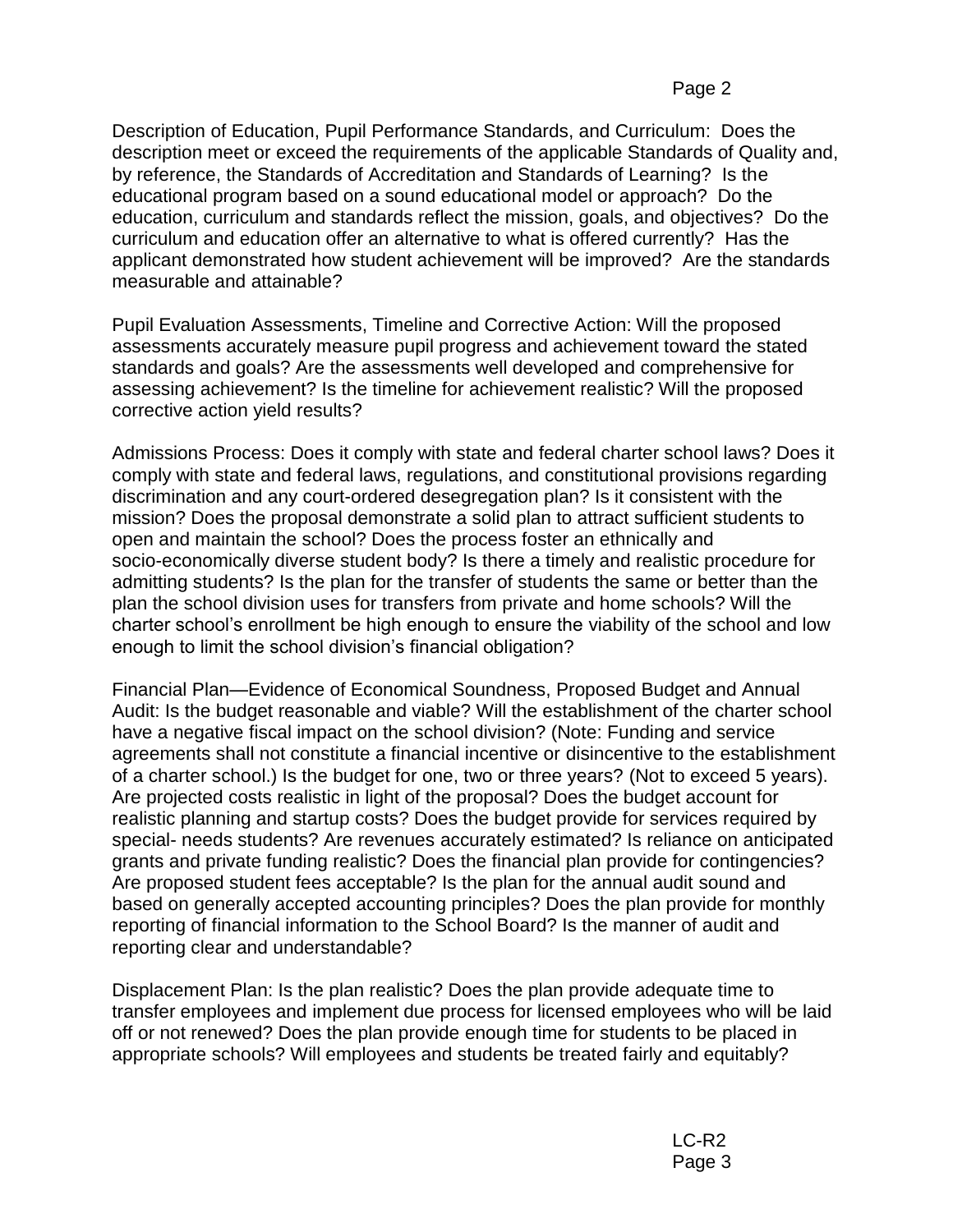Description of Education, Pupil Performance Standards, and Curriculum: Does the description meet or exceed the requirements of the applicable Standards of Quality and, by reference, the Standards of Accreditation and Standards of Learning? Is the educational program based on a sound educational model or approach? Do the education, curriculum and standards reflect the mission, goals, and objectives? Do the curriculum and education offer an alternative to what is offered currently? Has the applicant demonstrated how student achievement will be improved? Are the standards measurable and attainable?

Pupil Evaluation Assessments, Timeline and Corrective Action: Will the proposed assessments accurately measure pupil progress and achievement toward the stated standards and goals? Are the assessments well developed and comprehensive for assessing achievement? Is the timeline for achievement realistic? Will the proposed corrective action yield results?

Admissions Process: Does it comply with state and federal charter school laws? Does it comply with state and federal laws, regulations, and constitutional provisions regarding discrimination and any court-ordered desegregation plan? Is it consistent with the mission? Does the proposal demonstrate a solid plan to attract sufficient students to open and maintain the school? Does the process foster an ethnically and socio-economically diverse student body? Is there a timely and realistic procedure for admitting students? Is the plan for the transfer of students the same or better than the plan the school division uses for transfers from private and home schools? Will the charter school's enrollment be high enough to ensure the viability of the school and low enough to limit the school division's financial obligation?

Financial Plan—Evidence of Economical Soundness, Proposed Budget and Annual Audit: Is the budget reasonable and viable? Will the establishment of the charter school have a negative fiscal impact on the school division? (Note: Funding and service agreements shall not constitute a financial incentive or disincentive to the establishment of a charter school.) Is the budget for one, two or three years? (Not to exceed 5 years). Are projected costs realistic in light of the proposal? Does the budget account for realistic planning and startup costs? Does the budget provide for services required by special- needs students? Are revenues accurately estimated? Is reliance on anticipated grants and private funding realistic? Does the financial plan provide for contingencies? Are proposed student fees acceptable? Is the plan for the annual audit sound and based on generally accepted accounting principles? Does the plan provide for monthly reporting of financial information to the School Board? Is the manner of audit and reporting clear and understandable?

Displacement Plan: Is the plan realistic? Does the plan provide adequate time to transfer employees and implement due process for licensed employees who will be laid off or not renewed? Does the plan provide enough time for students to be placed in appropriate schools? Will employees and students be treated fairly and equitably?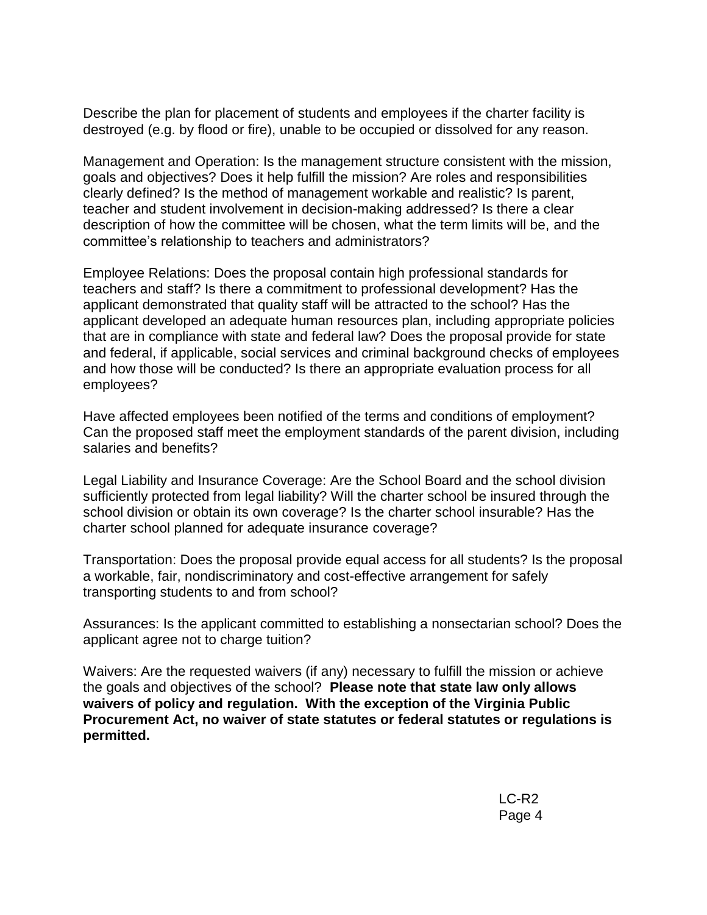Describe the plan for placement of students and employees if the charter facility is destroyed (e.g. by flood or fire), unable to be occupied or dissolved for any reason.

Management and Operation: Is the management structure consistent with the mission, goals and objectives? Does it help fulfill the mission? Are roles and responsibilities clearly defined? Is the method of management workable and realistic? Is parent, teacher and student involvement in decision-making addressed? Is there a clear description of how the committee will be chosen, what the term limits will be, and the committee's relationship to teachers and administrators?

Employee Relations: Does the proposal contain high professional standards for teachers and staff? Is there a commitment to professional development? Has the applicant demonstrated that quality staff will be attracted to the school? Has the applicant developed an adequate human resources plan, including appropriate policies that are in compliance with state and federal law? Does the proposal provide for state and federal, if applicable, social services and criminal background checks of employees and how those will be conducted? Is there an appropriate evaluation process for all employees?

Have affected employees been notified of the terms and conditions of employment? Can the proposed staff meet the employment standards of the parent division, including salaries and benefits?

Legal Liability and Insurance Coverage: Are the School Board and the school division sufficiently protected from legal liability? Will the charter school be insured through the school division or obtain its own coverage? Is the charter school insurable? Has the charter school planned for adequate insurance coverage?

Transportation: Does the proposal provide equal access for all students? Is the proposal a workable, fair, nondiscriminatory and cost-effective arrangement for safely transporting students to and from school?

Assurances: Is the applicant committed to establishing a nonsectarian school? Does the applicant agree not to charge tuition?

Waivers: Are the requested waivers (if any) necessary to fulfill the mission or achieve the goals and objectives of the school? **Please note that state law only allows waivers of policy and regulation. With the exception of the Virginia Public Procurement Act, no waiver of state statutes or federal statutes or regulations is permitted.**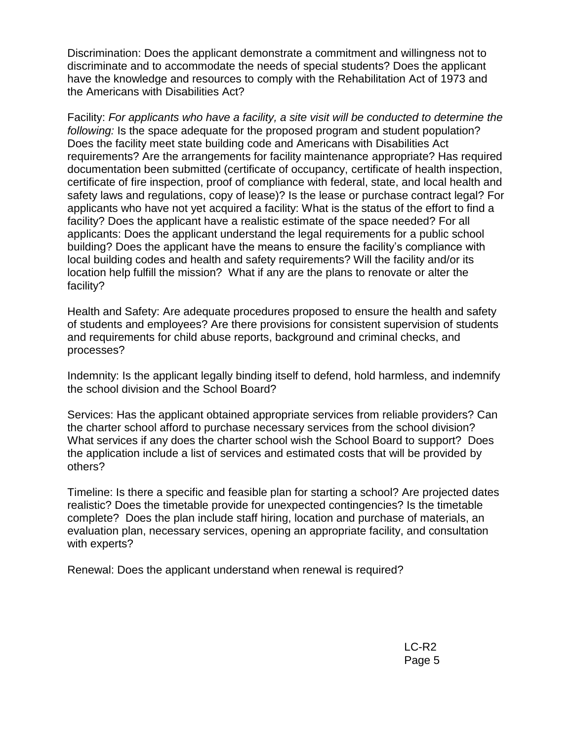Discrimination: Does the applicant demonstrate a commitment and willingness not to discriminate and to accommodate the needs of special students? Does the applicant have the knowledge and resources to comply with the Rehabilitation Act of 1973 and the Americans with Disabilities Act?

Facility: *For applicants who have a facility, a site visit will be conducted to determine the following:* Is the space adequate for the proposed program and student population? Does the facility meet state building code and Americans with Disabilities Act requirements? Are the arrangements for facility maintenance appropriate? Has required documentation been submitted (certificate of occupancy, certificate of health inspection, certificate of fire inspection, proof of compliance with federal, state, and local health and safety laws and regulations, copy of lease)? Is the lease or purchase contract legal? For applicants who have not yet acquired a facility: What is the status of the effort to find a facility? Does the applicant have a realistic estimate of the space needed? For all applicants: Does the applicant understand the legal requirements for a public school building? Does the applicant have the means to ensure the facility's compliance with local building codes and health and safety requirements? Will the facility and/or its location help fulfill the mission? What if any are the plans to renovate or alter the facility?

Health and Safety: Are adequate procedures proposed to ensure the health and safety of students and employees? Are there provisions for consistent supervision of students and requirements for child abuse reports, background and criminal checks, and processes?

Indemnity: Is the applicant legally binding itself to defend, hold harmless, and indemnify the school division and the School Board?

Services: Has the applicant obtained appropriate services from reliable providers? Can the charter school afford to purchase necessary services from the school division? What services if any does the charter school wish the School Board to support? Does the application include a list of services and estimated costs that will be provided by others?

Timeline: Is there a specific and feasible plan for starting a school? Are projected dates realistic? Does the timetable provide for unexpected contingencies? Is the timetable complete? Does the plan include staff hiring, location and purchase of materials, an evaluation plan, necessary services, opening an appropriate facility, and consultation with experts?

Renewal: Does the applicant understand when renewal is required?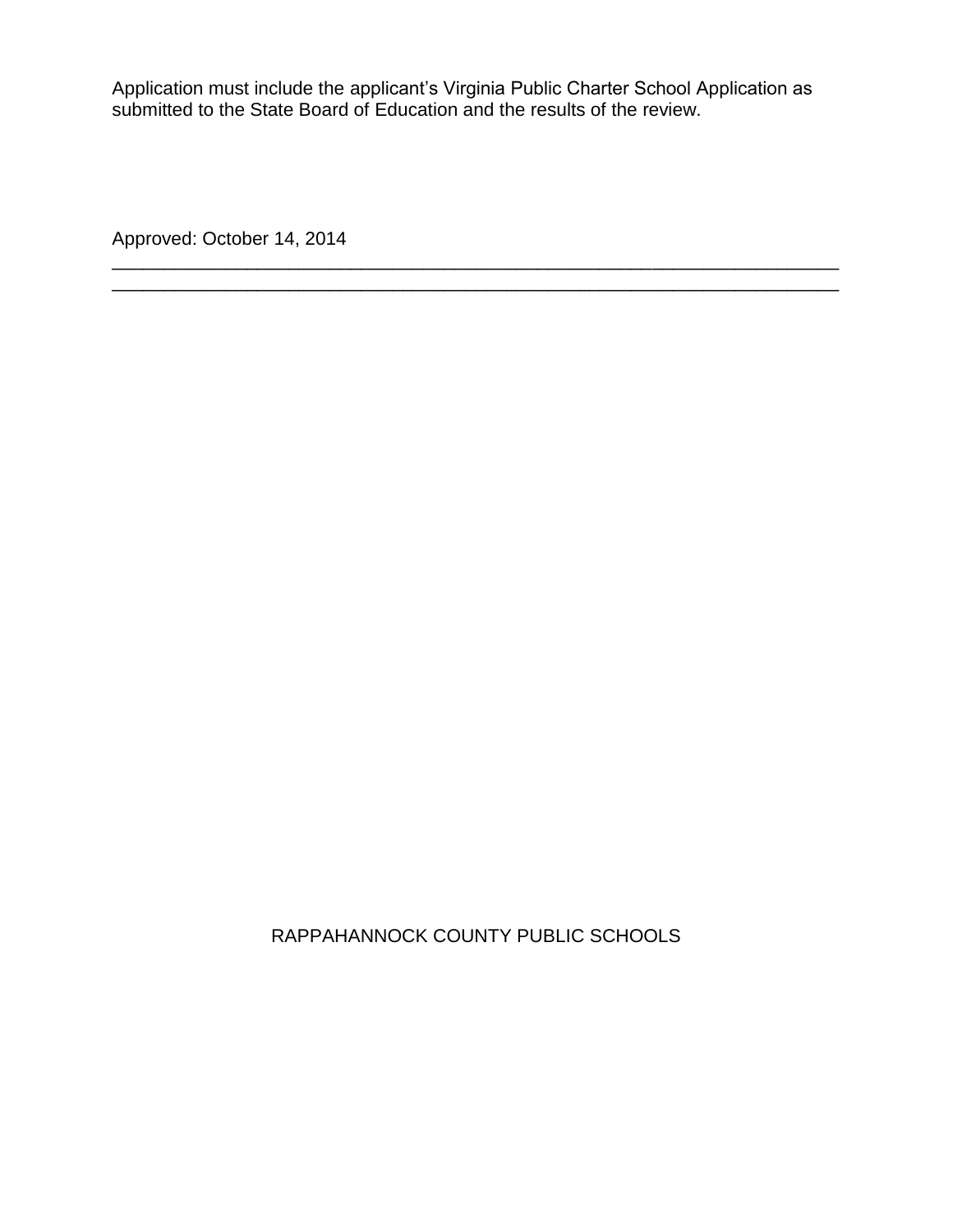Application must include the applicant's Virginia Public Charter School Application as submitted to the State Board of Education and the results of the review.

Approved: October 14, 2014

---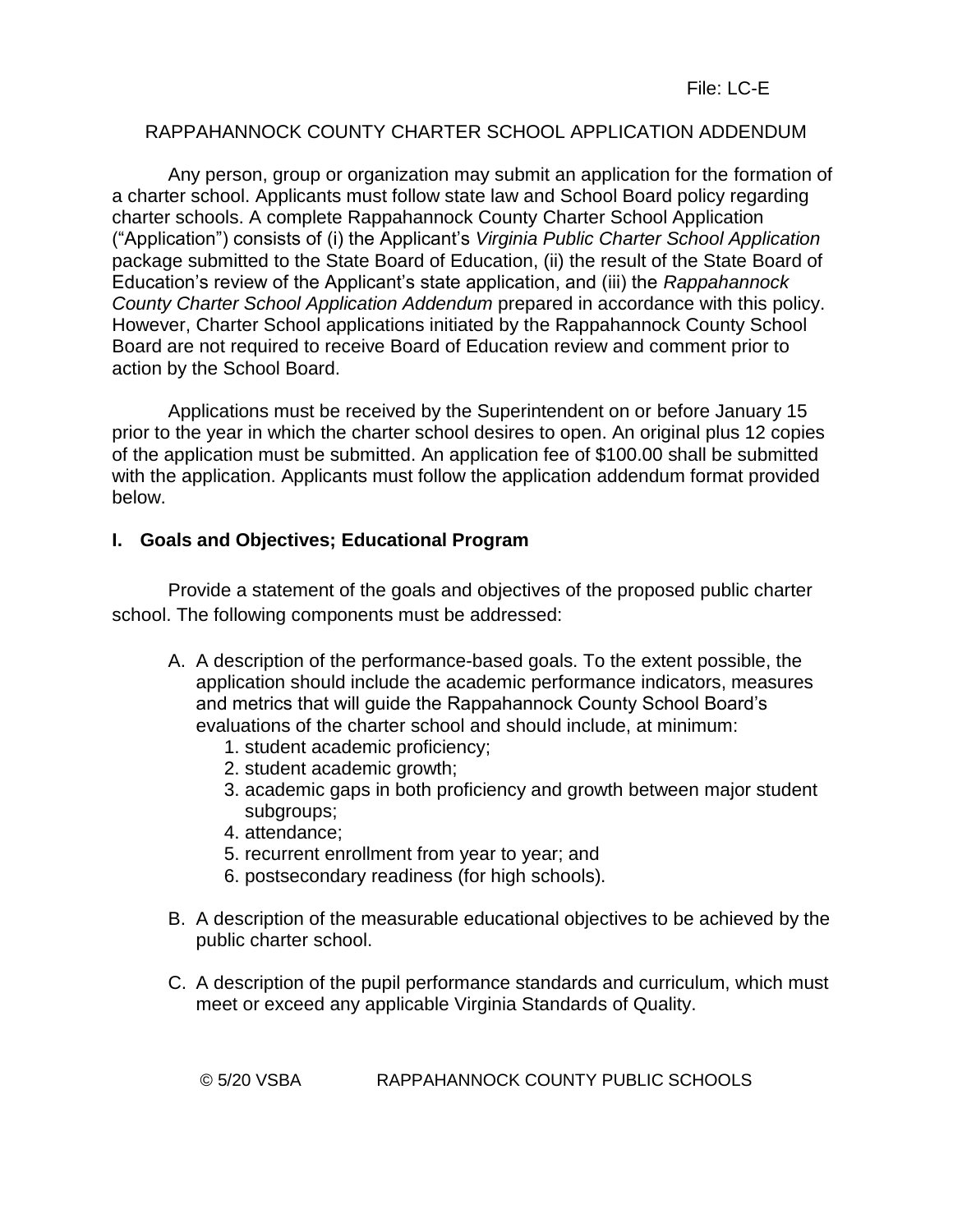File: LC-E

RAPPAHANNOCK COUNTY CHARTER SCHOOL APPLICATION ADDENDUM

Any person, group or organization may submit an application for the formation of a charter school. Applicants must follow state law and School Board policy regarding charter schools. A complete Rappahannock County Charter School Application ("Application") consists of (i) the Applicant's *Virginia Public Charter School Application* package submitted to the State Board of Education, (ii) the result of the State Board of Education's review of the Applicant's state application, and (iii) the *Rappahannock County Charter School Application Addendum* prepared in accordance with this policy. However, Charter School applications initiated by the Rappahannock County School Board are not required to receive Board of Education review and comment prior to action by the School Board.

Applications must be received by the Superintendent on or before January 15 prior to the year in which the charter school desires to open. An original plus 12 copies of the application must be submitted. An application fee of $100.00 shall be submitted with the application. Applicants must follow the application addendum format provided below.

## I. Goals and Objectives; Educational Program

Provide a statement of the goals and objectives of the proposed public charter school. The following components must be addressed:

A. A description of the performance-based goals. To the extent possible, the application should include the academic performance indicators, measures and metrics that will guide the Rappahannock County School Board's evaluations of the charter school and should include, at minimum:
    1. student academic proficiency;
    2. student academic growth;
    3. academic gaps in both proficiency and growth between major student subgroups;
    4. attendance;
    5. recurrent enrollment from year to year; and
    6. postsecondary readiness (for high schools).

B. A description of the measurable educational objectives to be achieved by the public charter school.

C. A description of the pupil performance standards and curriculum, which must meet or exceed any applicable Virginia Standards of Quality.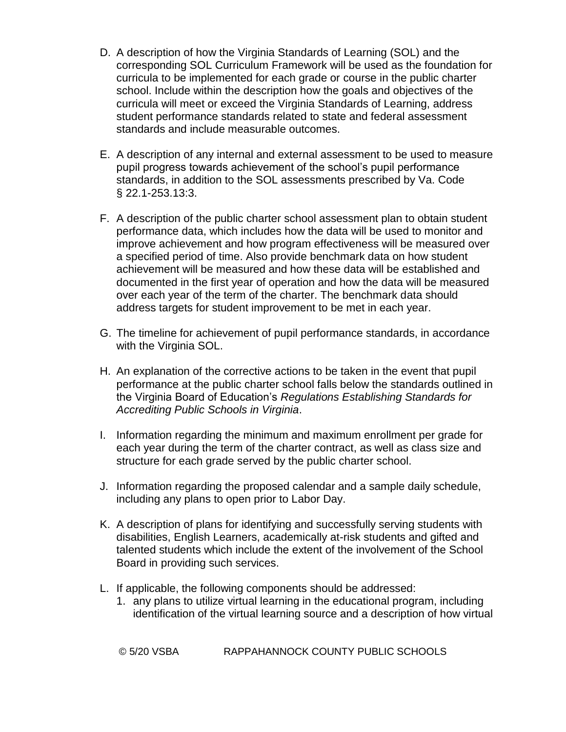D. A description of how the Virginia Standards of Learning (SOL) and the corresponding SOL Curriculum Framework will be used as the foundation for curricula to be implemented for each grade or course in the public charter school. Include within the description how the goals and objectives of the curricula will meet or exceed the Virginia Standards of Learning, address student performance standards related to state and federal assessment standards and include measurable outcomes.

E. A description of any internal and external assessment to be used to measure pupil progress towards achievement of the school's pupil performance standards, in addition to the SOL assessments prescribed by Va. Code § 22.1-253.13:3.

F. A description of the public charter school assessment plan to obtain student performance data, which includes how the data will be used to monitor and improve achievement and how program effectiveness will be measured over a specified period of time. Also provide benchmark data on how student achievement will be measured and how these data will be established and documented in the first year of operation and how the data will be measured over each year of the term of the charter. The benchmark data should address targets for student improvement to be met in each year.

G. The timeline for achievement of pupil performance standards, in accordance with the Virginia SOL.

H. An explanation of the corrective actions to be taken in the event that pupil performance at the public charter school falls below the standards outlined in the Virginia Board of Education's *Regulations Establishing Standards for Accrediting Public Schools in Virginia*.

I. Information regarding the minimum and maximum enrollment per grade for each year during the term of the charter contract, as well as class size and structure for each grade served by the public charter school.

J. Information regarding the proposed calendar and a sample daily schedule, including any plans to open prior to Labor Day.

K. A description of plans for identifying and successfully serving students with disabilities, English Learners, academically at-risk students and gifted and talented students which include the extent of the involvement of the School Board in providing such services.

L. If applicable, the following components should be addressed:
   1. any plans to utilize virtual learning in the educational program, including identification of the virtual learning source and a description of how virtual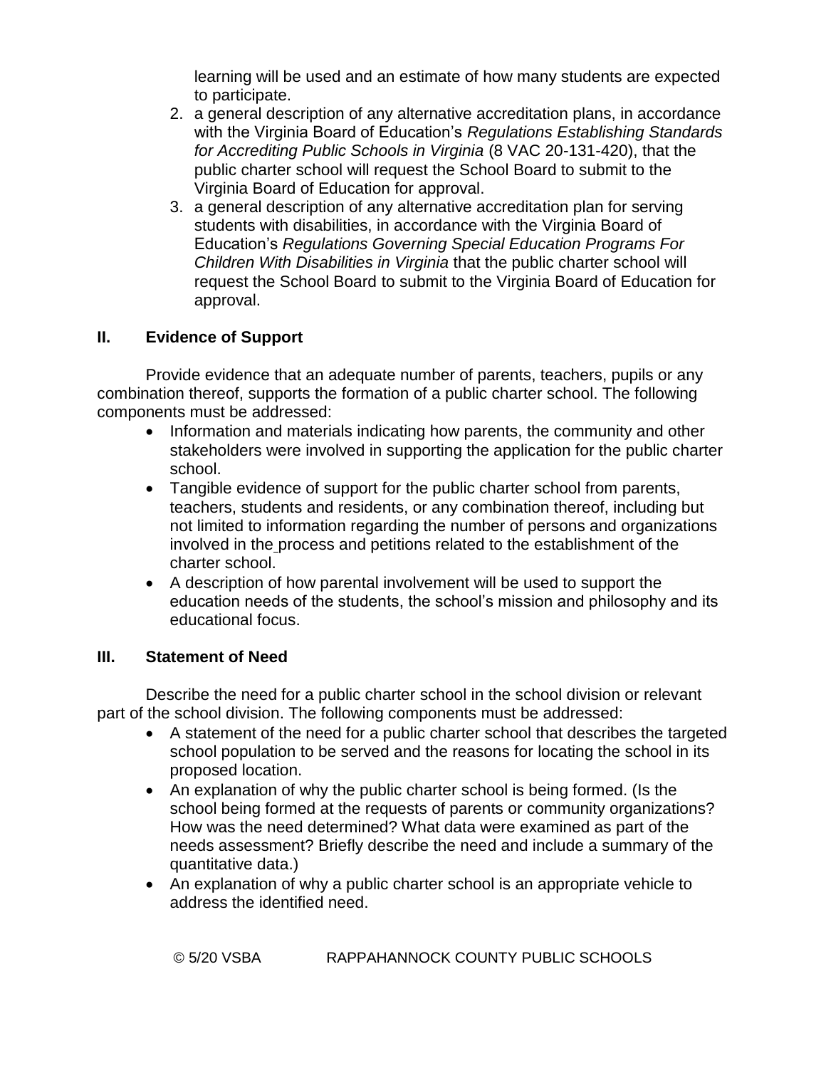learning will be used and an estimate of how many students are expected to participate.

2. a general description of any alternative accreditation plans, in accordance with the Virginia Board of Education's *Regulations Establishing Standards for Accrediting Public Schools in Virginia* (8 VAC 20-131-420), that the public charter school will request the School Board to submit to the Virginia Board of Education for approval.
3. a general description of any alternative accreditation plan for serving students with disabilities, in accordance with the Virginia Board of Education's *Regulations Governing Special Education Programs For Children With Disabilities in Virginia* that the public charter school will request the School Board to submit to the Virginia Board of Education for approval.

## II. Evidence of Support

Provide evidence that an adequate number of parents, teachers, pupils or any combination thereof, supports the formation of a public charter school. The following components must be addressed:

- Information and materials indicating how parents, the community and other stakeholders were involved in supporting the application for the public charter school.
- Tangible evidence of support for the public charter school from parents, teachers, students and residents, or any combination thereof, including but not limited to information regarding the number of persons and organizations involved in the process and petitions related to the establishment of the charter school.
- A description of how parental involvement will be used to support the education needs of the students, the school's mission and philosophy and its educational focus.

## III. Statement of Need

Describe the need for a public charter school in the school division or relevant part of the school division. The following components must be addressed:

- A statement of the need for a public charter school that describes the targeted school population to be served and the reasons for locating the school in its proposed location.
- An explanation of why the public charter school is being formed. (Is the school being formed at the requests of parents or community organizations? How was the need determined? What data were examined as part of the needs assessment? Briefly describe the need and include a summary of the quantitative data.)
- An explanation of why a public charter school is an appropriate vehicle to address the identified need.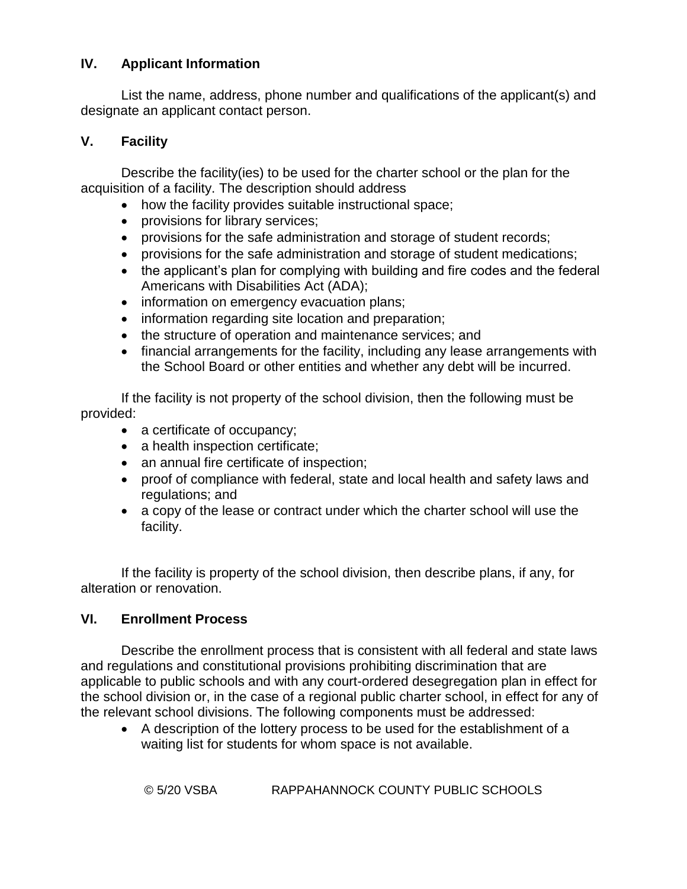## IV. Applicant Information

List the name, address, phone number and qualifications of the applicant(s) and designate an applicant contact person.

## V. Facility

Describe the facility(ies) to be used for the charter school or the plan for the acquisition of a facility. The description should address

- how the facility provides suitable instructional space;
- provisions for library services;
- provisions for the safe administration and storage of student records;
- provisions for the safe administration and storage of student medications;
- the applicant's plan for complying with building and fire codes and the federal Americans with Disabilities Act (ADA);
- information on emergency evacuation plans;
- information regarding site location and preparation;
- the structure of operation and maintenance services; and
- financial arrangements for the facility, including any lease arrangements with the School Board or other entities and whether any debt will be incurred.

If the facility is not property of the school division, then the following must be provided:

- a certificate of occupancy;
- a health inspection certificate;
- an annual fire certificate of inspection;
- proof of compliance with federal, state and local health and safety laws and regulations; and
- a copy of the lease or contract under which the charter school will use the facility.

If the facility is property of the school division, then describe plans, if any, for alteration or renovation.

## VI. Enrollment Process

Describe the enrollment process that is consistent with all federal and state laws and regulations and constitutional provisions prohibiting discrimination that are applicable to public schools and with any court-ordered desegregation plan in effect for the school division or, in the case of a regional public charter school, in effect for any of the relevant school divisions. The following components must be addressed:

- A description of the lottery process to be used for the establishment of a waiting list for students for whom space is not available.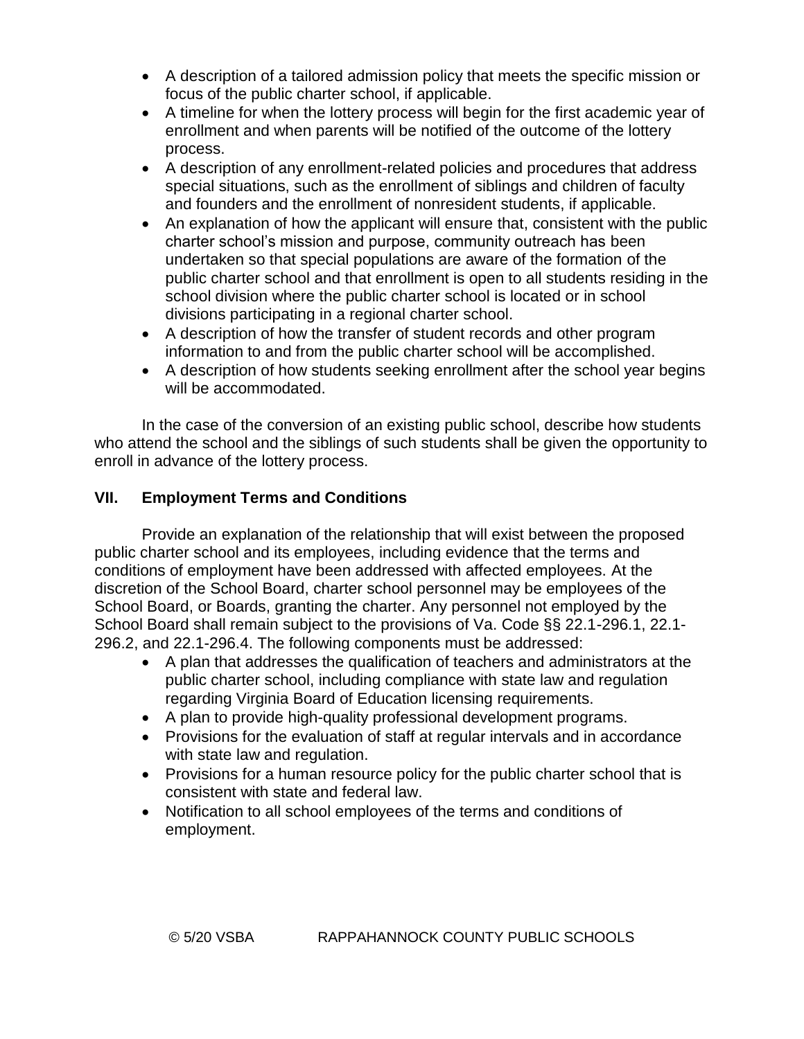- A description of a tailored admission policy that meets the specific mission or focus of the public charter school, if applicable.
- A timeline for when the lottery process will begin for the first academic year of enrollment and when parents will be notified of the outcome of the lottery process.
- A description of any enrollment-related policies and procedures that address special situations, such as the enrollment of siblings and children of faculty and founders and the enrollment of nonresident students, if applicable.
- An explanation of how the applicant will ensure that, consistent with the public charter school's mission and purpose, community outreach has been undertaken so that special populations are aware of the formation of the public charter school and that enrollment is open to all students residing in the school division where the public charter school is located or in school divisions participating in a regional charter school.
- A description of how the transfer of student records and other program information to and from the public charter school will be accomplished.
- A description of how students seeking enrollment after the school year begins will be accommodated.

In the case of the conversion of an existing public school, describe how students who attend the school and the siblings of such students shall be given the opportunity to enroll in advance of the lottery process.

## VII. Employment Terms and Conditions

Provide an explanation of the relationship that will exist between the proposed public charter school and its employees, including evidence that the terms and conditions of employment have been addressed with affected employees. At the discretion of the School Board, charter school personnel may be employees of the School Board, or Boards, granting the charter. Any personnel not employed by the School Board shall remain subject to the provisions of Va. Code §§ 22.1-296.1, 22.1-296.2, and 22.1-296.4. The following components must be addressed:

- A plan that addresses the qualification of teachers and administrators at the public charter school, including compliance with state law and regulation regarding Virginia Board of Education licensing requirements.
- A plan to provide high-quality professional development programs.
- Provisions for the evaluation of staff at regular intervals and in accordance with state law and regulation.
- Provisions for a human resource policy for the public charter school that is consistent with state and federal law.
- Notification to all school employees of the terms and conditions of employment.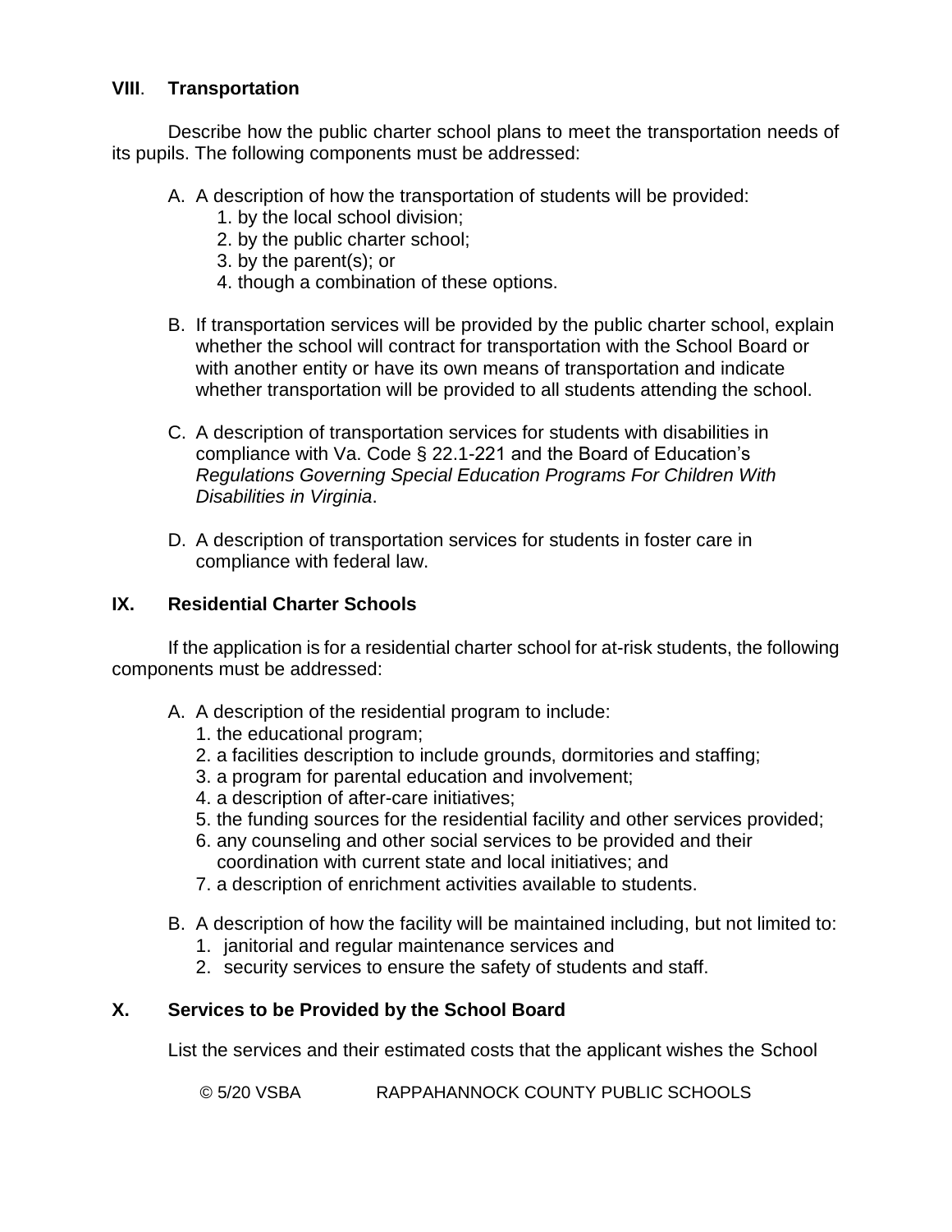## VIII. Transportation

Describe how the public charter school plans to meet the transportation needs of its pupils. The following components must be addressed:

A. A description of how the transportation of students will be provided:
   1. by the local school division;
   2. by the public charter school;
   3. by the parent(s); or
   4. though a combination of these options.

B. If transportation services will be provided by the public charter school, explain whether the school will contract for transportation with the School Board or with another entity or have its own means of transportation and indicate whether transportation will be provided to all students attending the school.

C. A description of transportation services for students with disabilities in compliance with Va. Code § 22.1-221 and the Board of Education's *Regulations Governing Special Education Programs For Children With Disabilities in Virginia*.

D. A description of transportation services for students in foster care in compliance with federal law.

## IX. Residential Charter Schools

If the application is for a residential charter school for at-risk students, the following components must be addressed:

A. A description of the residential program to include:
   1. the educational program;
   2. a facilities description to include grounds, dormitories and staffing;
   3. a program for parental education and involvement;
   4. a description of after-care initiatives;
   5. the funding sources for the residential facility and other services provided;
   6. any counseling and other social services to be provided and their coordination with current state and local initiatives; and
   7. a description of enrichment activities available to students.

B. A description of how the facility will be maintained including, but not limited to:
   1. janitorial and regular maintenance services and
   2. security services to ensure the safety of students and staff.

## X. Services to be Provided by the School Board

List the services and their estimated costs that the applicant wishes the School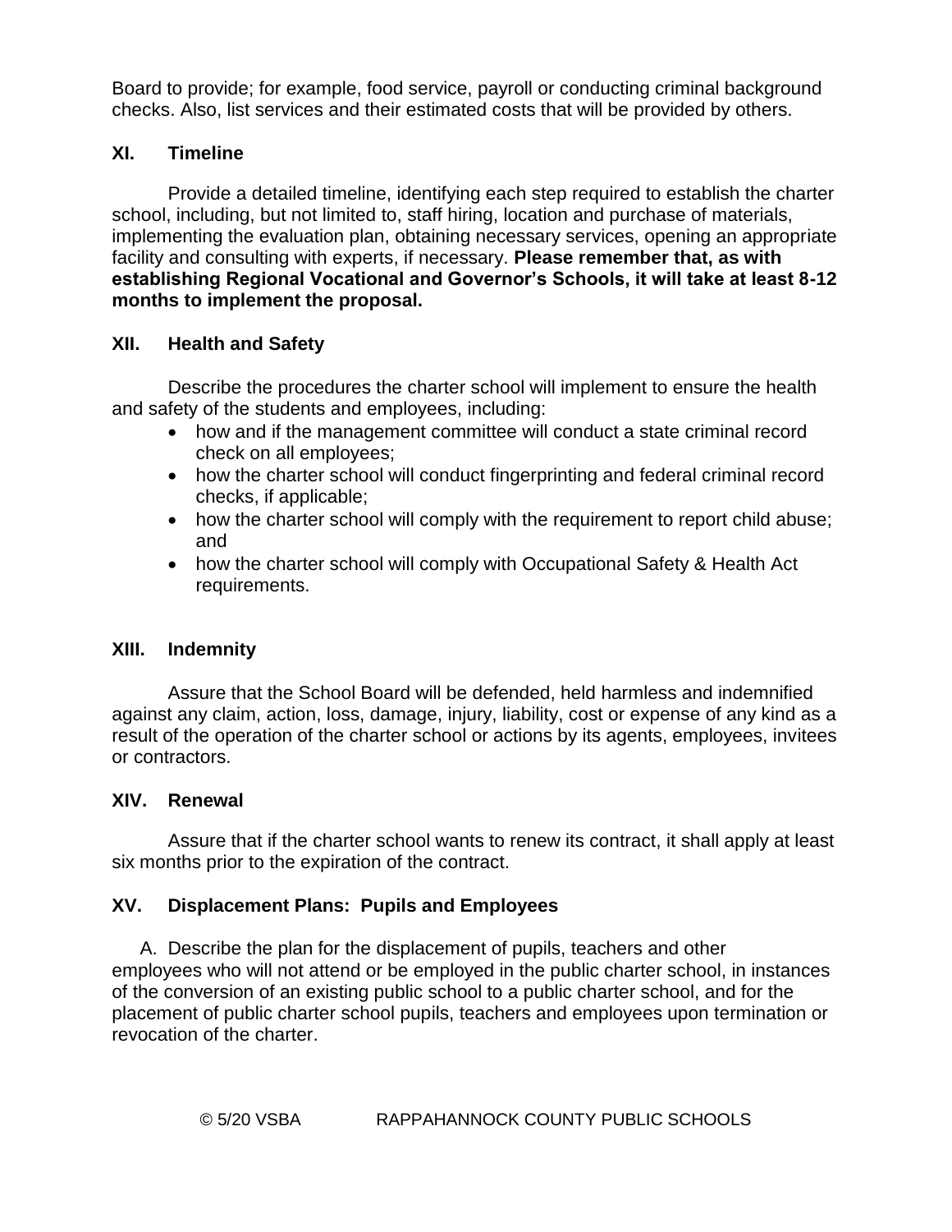Board to provide; for example, food service, payroll or conducting criminal background checks. Also, list services and their estimated costs that will be provided by others.

## XI. Timeline

Provide a detailed timeline, identifying each step required to establish the charter school, including, but not limited to, staff hiring, location and purchase of materials, implementing the evaluation plan, obtaining necessary services, opening an appropriate facility and consulting with experts, if necessary. **Please remember that, as with establishing Regional Vocational and Governor's Schools, it will take at least 8-12 months to implement the proposal.**

## XII. Health and Safety

Describe the procedures the charter school will implement to ensure the health and safety of the students and employees, including:

- how and if the management committee will conduct a state criminal record check on all employees;
- how the charter school will conduct fingerprinting and federal criminal record checks, if applicable;
- how the charter school will comply with the requirement to report child abuse; and
- how the charter school will comply with Occupational Safety & Health Act requirements.

## XIII. Indemnity

Assure that the School Board will be defended, held harmless and indemnified against any claim, action, loss, damage, injury, liability, cost or expense of any kind as a result of the operation of the charter school or actions by its agents, employees, invitees or contractors.

## XIV. Renewal

Assure that if the charter school wants to renew its contract, it shall apply at least six months prior to the expiration of the contract.

## XV. Displacement Plans: Pupils and Employees

A. Describe the plan for the displacement of pupils, teachers and other employees who will not attend or be employed in the public charter school, in instances of the conversion of an existing public school to a public charter school, and for the placement of public charter school pupils, teachers and employees upon termination or revocation of the charter.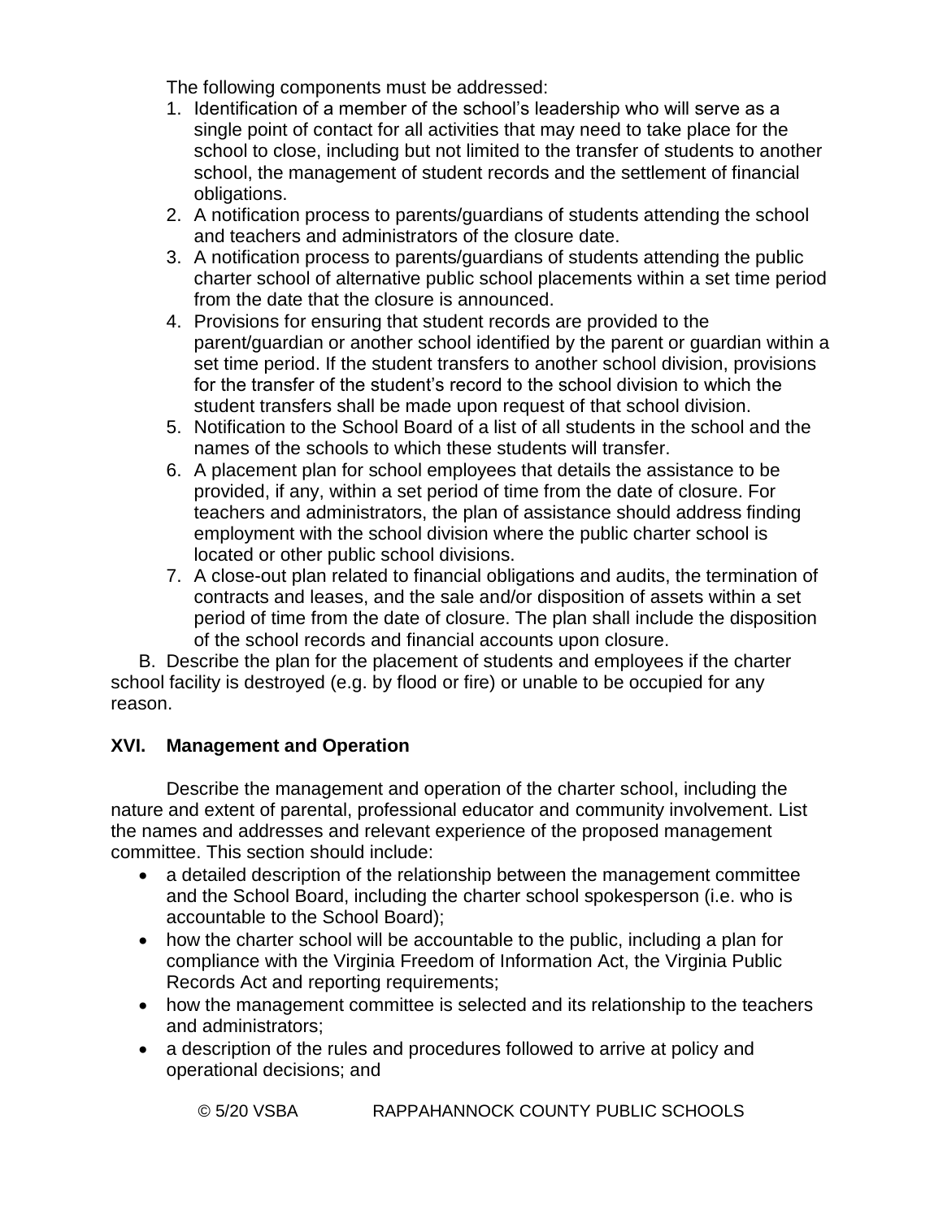The following components must be addressed:

1. Identification of a member of the school's leadership who will serve as a single point of contact for all activities that may need to take place for the school to close, including but not limited to the transfer of students to another school, the management of student records and the settlement of financial obligations.
2. A notification process to parents/guardians of students attending the school and teachers and administrators of the closure date.
3. A notification process to parents/guardians of students attending the public charter school of alternative public school placements within a set time period from the date that the closure is announced.
4. Provisions for ensuring that student records are provided to the parent/guardian or another school identified by the parent or guardian within a set time period. If the student transfers to another school division, provisions for the transfer of the student's record to the school division to which the student transfers shall be made upon request of that school division.
5. Notification to the School Board of a list of all students in the school and the names of the schools to which these students will transfer.
6. A placement plan for school employees that details the assistance to be provided, if any, within a set period of time from the date of closure. For teachers and administrators, the plan of assistance should address finding employment with the school division where the public charter school is located or other public school divisions.
7. A close-out plan related to financial obligations and audits, the termination of contracts and leases, and the sale and/or disposition of assets within a set period of time from the date of closure. The plan shall include the disposition of the school records and financial accounts upon closure.

B. Describe the plan for the placement of students and employees if the charter school facility is destroyed (e.g. by flood or fire) or unable to be occupied for any reason.

## XVI. Management and Operation

Describe the management and operation of the charter school, including the nature and extent of parental, professional educator and community involvement. List the names and addresses and relevant experience of the proposed management committee. This section should include:

- a detailed description of the relationship between the management committee and the School Board, including the charter school spokesperson (i.e. who is accountable to the School Board);
- how the charter school will be accountable to the public, including a plan for compliance with the Virginia Freedom of Information Act, the Virginia Public Records Act and reporting requirements;
- how the management committee is selected and its relationship to the teachers and administrators;
- a description of the rules and procedures followed to arrive at policy and operational decisions; and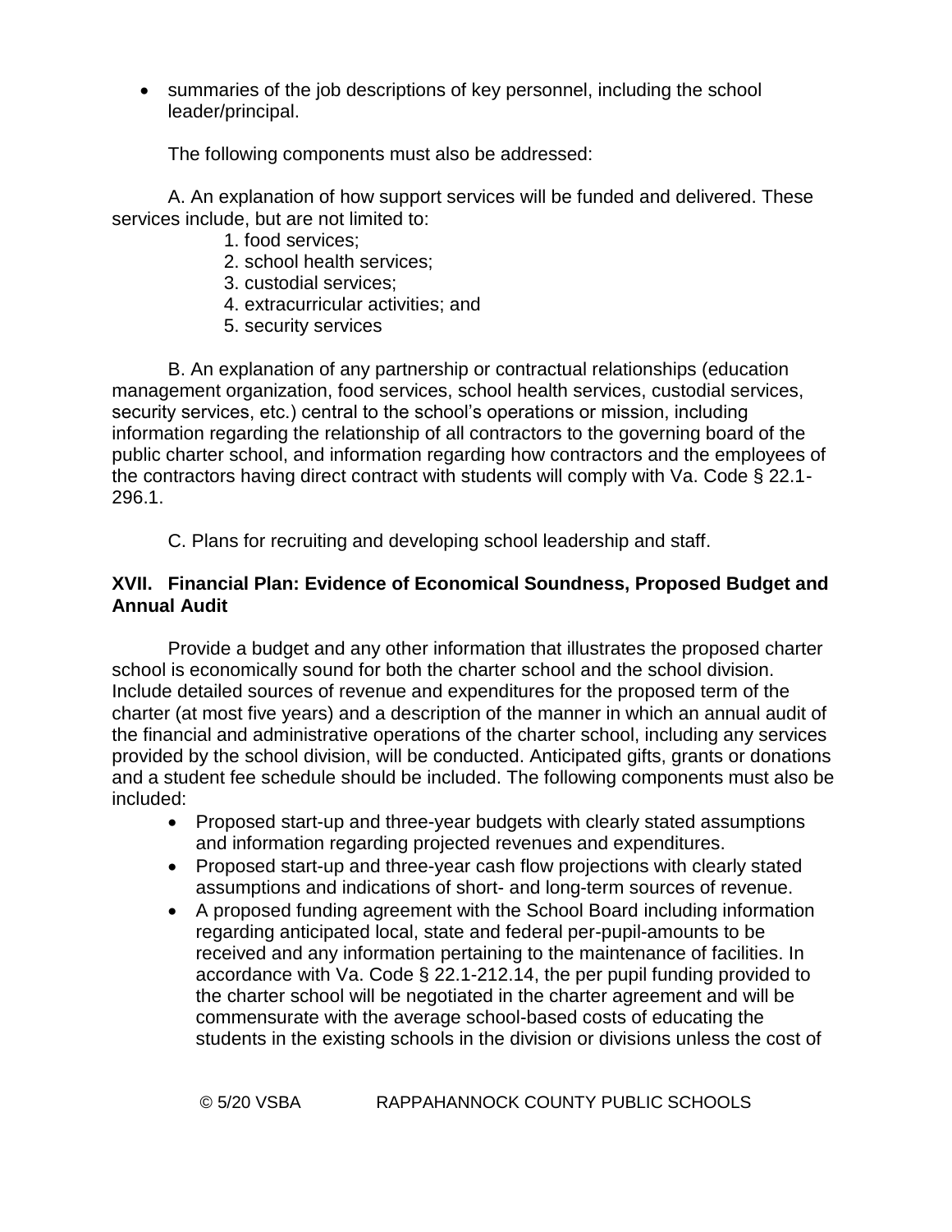- summaries of the job descriptions of key personnel, including the school leader/principal.

The following components must also be addressed:

A. An explanation of how support services will be funded and delivered. These services include, but are not limited to:

1. food services;
2. school health services;
3. custodial services;
4. extracurricular activities; and
5. security services

B. An explanation of any partnership or contractual relationships (education management organization, food services, school health services, custodial services, security services, etc.) central to the school's operations or mission, including information regarding the relationship of all contractors to the governing board of the public charter school, and information regarding how contractors and the employees of the contractors having direct contract with students will comply with Va. Code § 22.1-296.1.

C. Plans for recruiting and developing school leadership and staff.

**XVII. Financial Plan: Evidence of Economical Soundness, Proposed Budget and Annual Audit**

Provide a budget and any other information that illustrates the proposed charter school is economically sound for both the charter school and the school division. Include detailed sources of revenue and expenditures for the proposed term of the charter (at most five years) and a description of the manner in which an annual audit of the financial and administrative operations of the charter school, including any services provided by the school division, will be conducted. Anticipated gifts, grants or donations and a student fee schedule should be included. The following components must also be included:

- Proposed start-up and three-year budgets with clearly stated assumptions and information regarding projected revenues and expenditures.
- Proposed start-up and three-year cash flow projections with clearly stated assumptions and indications of short- and long-term sources of revenue.
- A proposed funding agreement with the School Board including information regarding anticipated local, state and federal per-pupil-amounts to be received and any information pertaining to the maintenance of facilities. In accordance with Va. Code § 22.1-212.14, the per pupil funding provided to the charter school will be negotiated in the charter agreement and will be commensurate with the average school-based costs of educating the students in the existing schools in the division or divisions unless the cost of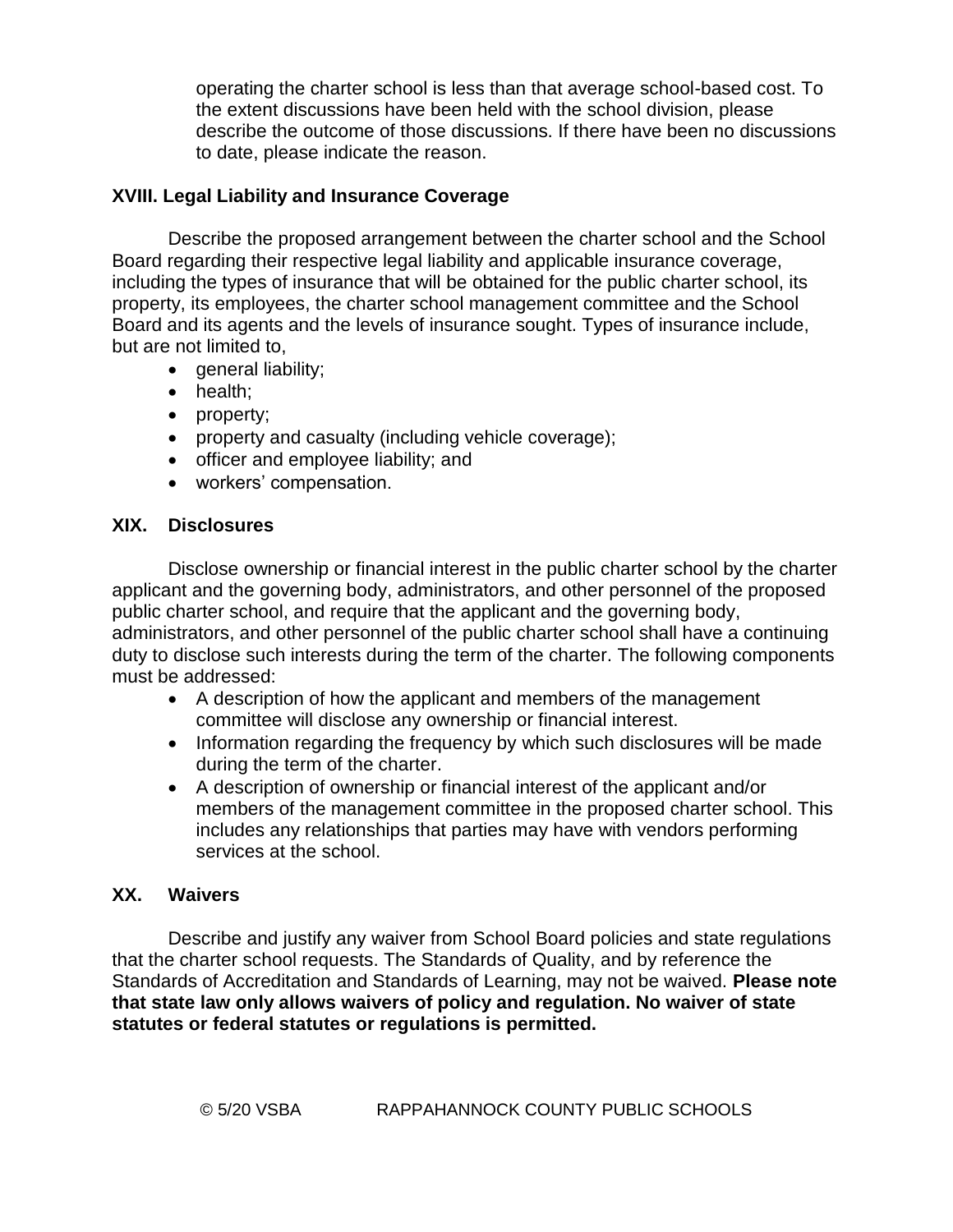operating the charter school is less than that average school-based cost. To the extent discussions have been held with the school division, please describe the outcome of those discussions. If there have been no discussions to date, please indicate the reason.

### XVIII. Legal Liability and Insurance Coverage

Describe the proposed arrangement between the charter school and the School Board regarding their respective legal liability and applicable insurance coverage, including the types of insurance that will be obtained for the public charter school, its property, its employees, the charter school management committee and the School Board and its agents and the levels of insurance sought. Types of insurance include, but are not limited to,

- general liability;
- health;
- property;
- property and casualty (including vehicle coverage);
- officer and employee liability; and
- workers' compensation.

### XIX. Disclosures

Disclose ownership or financial interest in the public charter school by the charter applicant and the governing body, administrators, and other personnel of the proposed public charter school, and require that the applicant and the governing body, administrators, and other personnel of the public charter school shall have a continuing duty to disclose such interests during the term of the charter. The following components must be addressed:

- A description of how the applicant and members of the management committee will disclose any ownership or financial interest.
- Information regarding the frequency by which such disclosures will be made during the term of the charter.
- A description of ownership or financial interest of the applicant and/or members of the management committee in the proposed charter school. This includes any relationships that parties may have with vendors performing services at the school.

### XX. Waivers

Describe and justify any waiver from School Board policies and state regulations that the charter school requests. The Standards of Quality, and by reference the Standards of Accreditation and Standards of Learning, may not be waived. **Please note that state law only allows waivers of policy and regulation. No waiver of state statutes or federal statutes or regulations is permitted.**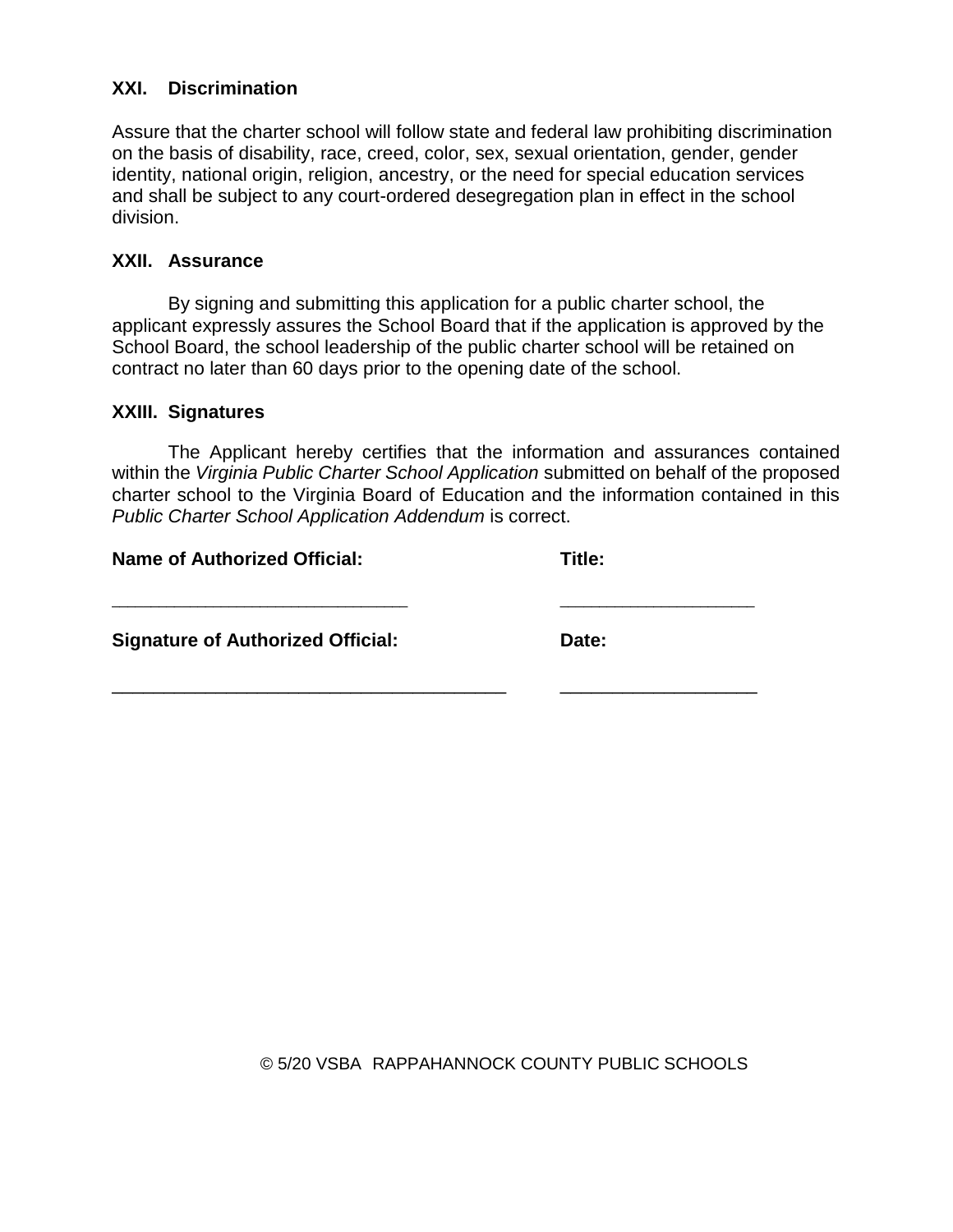## XXI. Discrimination

Assure that the charter school will follow state and federal law prohibiting discrimination on the basis of disability, race, creed, color, sex, sexual orientation, gender, gender identity, national origin, religion, ancestry, or the need for special education services and shall be subject to any court-ordered desegregation plan in effect in the school division.

## XXII. Assurance

By signing and submitting this application for a public charter school, the applicant expressly assures the School Board that if the application is approved by the School Board, the school leadership of the public charter school will be retained on contract no later than 60 days prior to the opening date of the school.

## XXIII. Signatures

The Applicant hereby certifies that the information and assurances contained within the *Virginia Public Charter School Application* submitted on behalf of the proposed charter school to the Virginia Board of Education and the information contained in this *Public Charter School Application Addendum* is correct.

**Name of Authorized Official:** ______________________________ **Title:** ____________________

**Signature of Authorized Official:** ________________________________________ **Date:** ____________________

© 5/20 VSBA RAPPAHANNOCK COUNTY PUBLIC SCHOOLS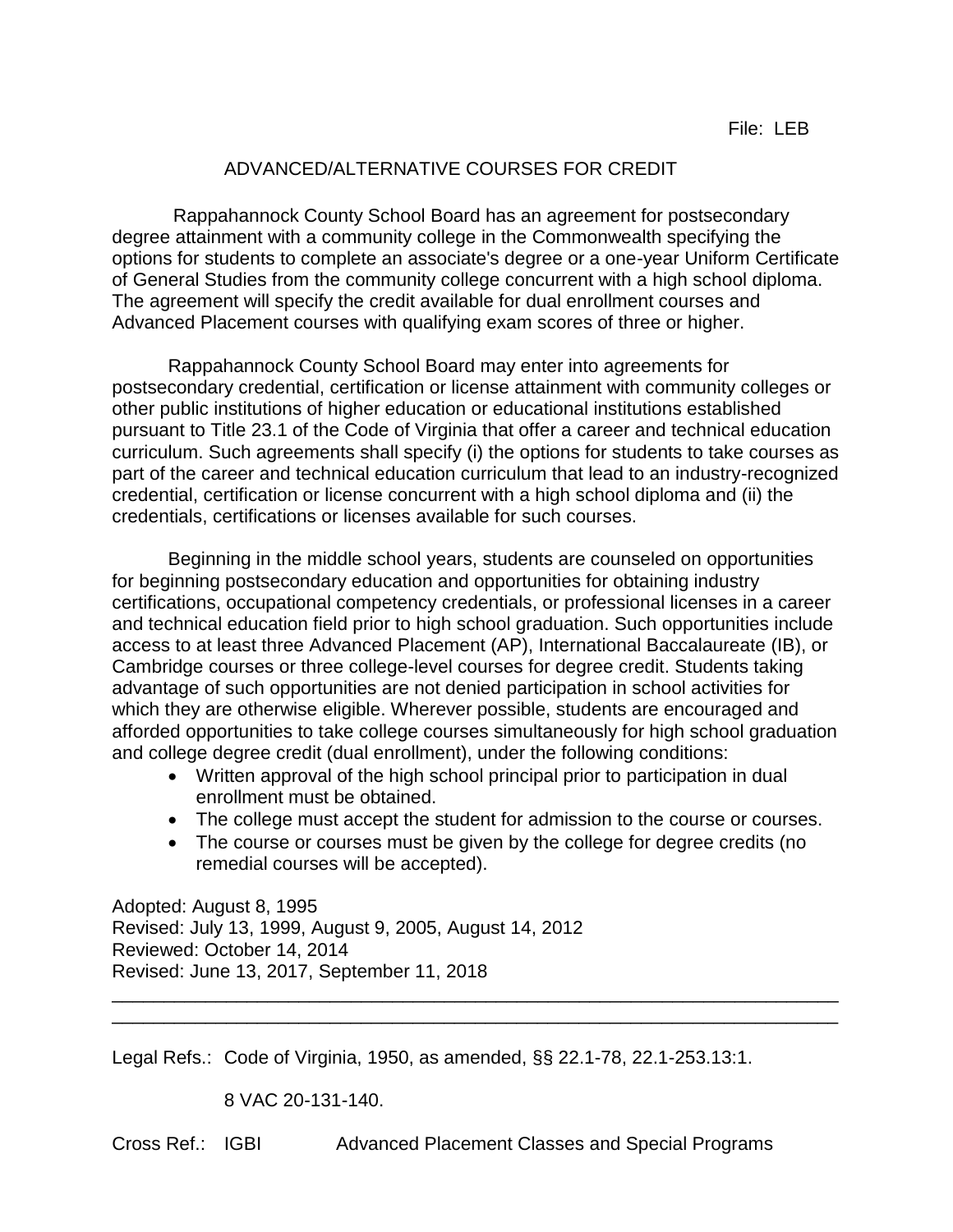File: LEB

# ADVANCED/ALTERNATIVE COURSES FOR CREDIT

Rappahannock County School Board has an agreement for postsecondary degree attainment with a community college in the Commonwealth specifying the options for students to complete an associate's degree or a one-year Uniform Certificate of General Studies from the community college concurrent with a high school diploma. The agreement will specify the credit available for dual enrollment courses and Advanced Placement courses with qualifying exam scores of three or higher.

Rappahannock County School Board may enter into agreements for postsecondary credential, certification or license attainment with community colleges or other public institutions of higher education or educational institutions established pursuant to Title 23.1 of the Code of Virginia that offer a career and technical education curriculum. Such agreements shall specify (i) the options for students to take courses as part of the career and technical education curriculum that lead to an industry-recognized credential, certification or license concurrent with a high school diploma and (ii) the credentials, certifications or licenses available for such courses.

Beginning in the middle school years, students are counseled on opportunities for beginning postsecondary education and opportunities for obtaining industry certifications, occupational competency credentials, or professional licenses in a career and technical education field prior to high school graduation. Such opportunities include access to at least three Advanced Placement (AP), International Baccalaureate (IB), or Cambridge courses or three college-level courses for degree credit. Students taking advantage of such opportunities are not denied participation in school activities for which they are otherwise eligible. Wherever possible, students are encouraged and afforded opportunities to take college courses simultaneously for high school graduation and college degree credit (dual enrollment), under the following conditions:

- Written approval of the high school principal prior to participation in dual enrollment must be obtained.
- The college must accept the student for admission to the course or courses.
- The course or courses must be given by the college for degree credits (no remedial courses will be accepted).

Adopted: August 8, 1995
Revised: July 13, 1999, August 9, 2005, August 14, 2012
Reviewed: October 14, 2014
Revised: June 13, 2017, September 11, 2018

---

Legal Refs.: Code of Virginia, 1950, as amended, §§ 22.1-78, 22.1-253.13:1.

8 VAC 20-131-140.

Cross Ref.: IGBI Advanced Placement Classes and Special Programs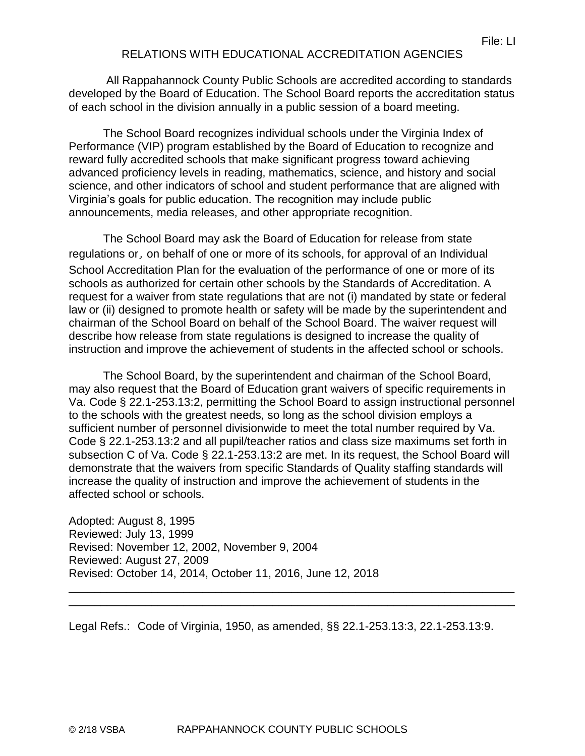File: LI

# RELATIONS WITH EDUCATIONAL ACCREDITATION AGENCIES

All Rappahannock County Public Schools are accredited according to standards developed by the Board of Education. The School Board reports the accreditation status of each school in the division annually in a public session of a board meeting.

The School Board recognizes individual schools under the Virginia Index of Performance (VIP) program established by the Board of Education to recognize and reward fully accredited schools that make significant progress toward achieving advanced proficiency levels in reading, mathematics, science, and history and social science, and other indicators of school and student performance that are aligned with Virginia's goals for public education. The recognition may include public announcements, media releases, and other appropriate recognition.

The School Board may ask the Board of Education for release from state regulations or, on behalf of one or more of its schools, for approval of an Individual School Accreditation Plan for the evaluation of the performance of one or more of its schools as authorized for certain other schools by the Standards of Accreditation. A request for a waiver from state regulations that are not (i) mandated by state or federal law or (ii) designed to promote health or safety will be made by the superintendent and chairman of the School Board on behalf of the School Board. The waiver request will describe how release from state regulations is designed to increase the quality of instruction and improve the achievement of students in the affected school or schools.

The School Board, by the superintendent and chairman of the School Board, may also request that the Board of Education grant waivers of specific requirements in Va. Code § 22.1-253.13:2, permitting the School Board to assign instructional personnel to the schools with the greatest needs, so long as the school division employs a sufficient number of personnel divisionwide to meet the total number required by Va. Code § 22.1-253.13:2 and all pupil/teacher ratios and class size maximums set forth in subsection C of Va. Code § 22.1-253.13:2 are met. In its request, the School Board will demonstrate that the waivers from specific Standards of Quality staffing standards will increase the quality of instruction and improve the achievement of students in the affected school or schools.

Adopted: August 8, 1995
Reviewed: July 13, 1999
Revised: November 12, 2002, November 9, 2004
Reviewed: August 27, 2009
Revised: October 14, 2014, October 11, 2016, June 12, 2018

---

Legal Refs.: Code of Virginia, 1950, as amended, §§ 22.1-253.13:3, 22.1-253.13:9.

© 2/18 VSBA RAPPAHANNOCK COUNTY PUBLIC SCHOOLS